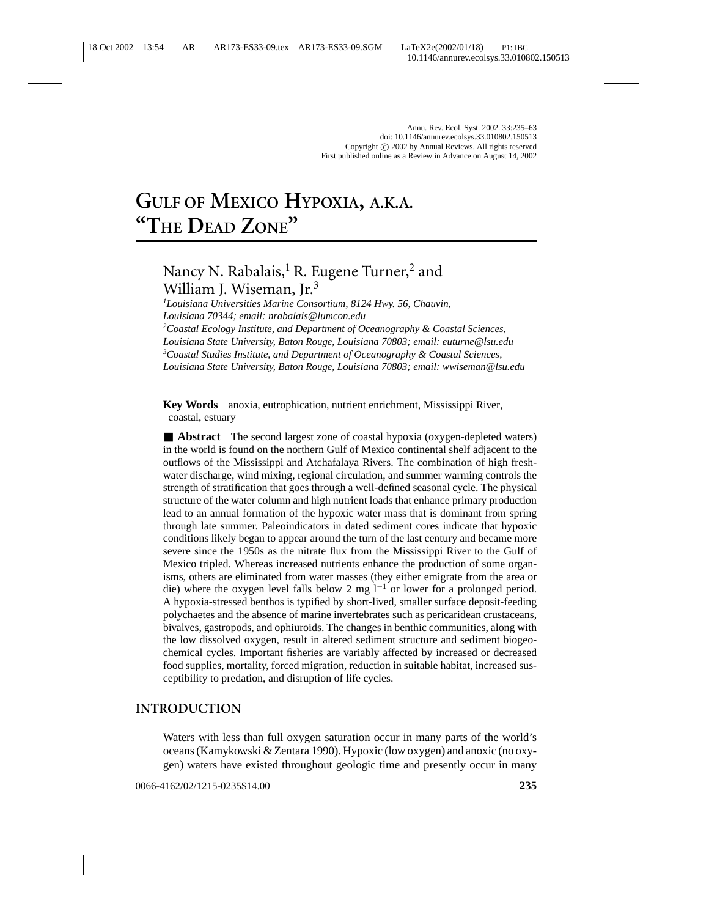# GULF OF MEXICO HYPOXIA, A.K.A. "THE DEAD ZONE"

Nancy N. Rabalais,[1] R. Eugene Turner,[2] and William J. Wiseman, Jr.[3]

[1]*Louisiana Universities Marine Consortium, 8124 Hwy. 56, Chauvin, Louisiana 70344; email: nrabalais@lumcon.edu*
[2]*Coastal Ecology Institute, and Department of Oceanography & Coastal Sciences, Louisiana State University, Baton Rouge, Louisiana 70803; email: euturne@lsu.edu*
[3]*Coastal Studies Institute, and Department of Oceanography & Coastal Sciences, Louisiana State University, Baton Rouge, Louisiana 70803; email: wwiseman@lsu.edu*

**Key Words** anoxia, eutrophication, nutrient enrichment, Mississippi River, coastal, estuary

■ **Abstract** The second largest zone of coastal hypoxia (oxygen-depleted waters) in the world is found on the northern Gulf of Mexico continental shelf adjacent to the outflows of the Mississippi and Atchafalaya Rivers. The combination of high freshwater discharge, wind mixing, regional circulation, and summer warming controls the strength of stratification that goes through a well-defined seasonal cycle. The physical structure of the water column and high nutrient loads that enhance primary production lead to an annual formation of the hypoxic water mass that is dominant from spring through late summer. Paleoindicators in dated sediment cores indicate that hypoxic conditions likely began to appear around the turn of the last century and became more severe since the 1950s as the nitrate flux from the Mississippi River to the Gulf of Mexico tripled. Whereas increased nutrients enhance the production of some organisms, others are eliminated from water masses (they either emigrate from the area or die) where the oxygen level falls below 2 mg $l^{-1}$ or lower for a prolonged period. A hypoxia-stressed benthos is typified by short-lived, smaller surface deposit-feeding polychaetes and the absence of marine invertebrates such as pericaridean crustaceans, bivalves, gastropods, and ophiuroids. The changes in benthic communities, along with the low dissolved oxygen, result in altered sediment structure and sediment biogeochemical cycles. Important fisheries are variably affected by increased or decreased food supplies, mortality, forced migration, reduction in suitable habitat, increased susceptibility to predation, and disruption of life cycles.

## INTRODUCTION

Waters with less than full oxygen saturation occur in many parts of the world's oceans (Kamykowski & Zentara 1990). Hypoxic (low oxygen) and anoxic (no oxygen) waters have existed throughout geologic time and presently occur in many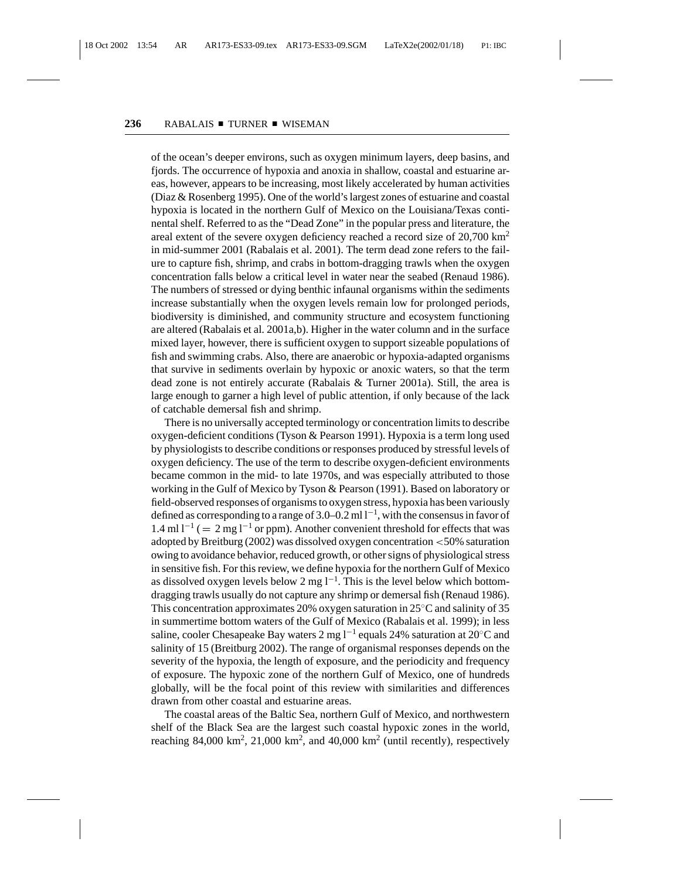of the ocean's deeper environs, such as oxygen minimum layers, deep basins, and fjords. The occurrence of hypoxia and anoxia in shallow, coastal and estuarine areas, however, appears to be increasing, most likely accelerated by human activities (Diaz & Rosenberg 1995). One of the world's largest zones of estuarine and coastal hypoxia is located in the northern Gulf of Mexico on the Louisiana/Texas continental shelf. Referred to as the "Dead Zone" in the popular press and literature, the areal extent of the severe oxygen deficiency reached a record size of 20,700 $km^2$ in mid-summer 2001 (Rabalais et al. 2001). The term dead zone refers to the failure to capture fish, shrimp, and crabs in bottom-dragging trawls when the oxygen concentration falls below a critical level in water near the seabed (Renaud 1986). The numbers of stressed or dying benthic infaunal organisms within the sediments increase substantially when the oxygen levels remain low for prolonged periods, biodiversity is diminished, and community structure and ecosystem functioning are altered (Rabalais et al. 2001a,b). Higher in the water column and in the surface mixed layer, however, there is sufficient oxygen to support sizeable populations of fish and swimming crabs. Also, there are anaerobic or hypoxia-adapted organisms that survive in sediments overlain by hypoxic or anoxic waters, so that the term dead zone is not entirely accurate (Rabalais & Turner 2001a). Still, the area is large enough to garner a high level of public attention, if only because of the lack of catchable demersal fish and shrimp.

There is no universally accepted terminology or concentration limits to describe oxygen-deficient conditions (Tyson & Pearson 1991). Hypoxia is a term long used by physiologists to describe conditions or responses produced by stressful levels of oxygen deficiency. The use of the term to describe oxygen-deficient environments became common in the mid- to late 1970s, and was especially attributed to those working in the Gulf of Mexico by Tyson & Pearson (1991). Based on laboratory or field-observed responses of organisms to oxygen stress, hypoxia has been variously defined as corresponding to a range of 3.0–0.2 ml $l^{-1}$, with the consensus in favor of 1.4 ml $l^{-1}$ ($= 2$ mg $l^{-1}$ or ppm). Another convenient threshold for effects that was adopted by Breitburg (2002) was dissolved oxygen concentration $<$50% saturation owing to avoidance behavior, reduced growth, or other signs of physiological stress in sensitive fish. For this review, we define hypoxia for the northern Gulf of Mexico as dissolved oxygen levels below 2 mg $l^{-1}$. This is the level below which bottom-dragging trawls usually do not capture any shrimp or demersal fish (Renaud 1986). This concentration approximates 20% oxygen saturation in 25°C and salinity of 35 in summertime bottom waters of the Gulf of Mexico (Rabalais et al. 1999); in less saline, cooler Chesapeake Bay waters 2 mg $l^{-1}$ equals 24% saturation at 20°C and salinity of 15 (Breitburg 2002). The range of organismal responses depends on the severity of the hypoxia, the length of exposure, and the periodicity and frequency of exposure. The hypoxic zone of the northern Gulf of Mexico, one of hundreds globally, will be the focal point of this review with similarities and differences drawn from other coastal and estuarine areas.

The coastal areas of the Baltic Sea, northern Gulf of Mexico, and northwestern shelf of the Black Sea are the largest such coastal hypoxic zones in the world, reaching 84,000 $km^2$, 21,000 $km^2$, and 40,000 $km^2$ (until recently), respectively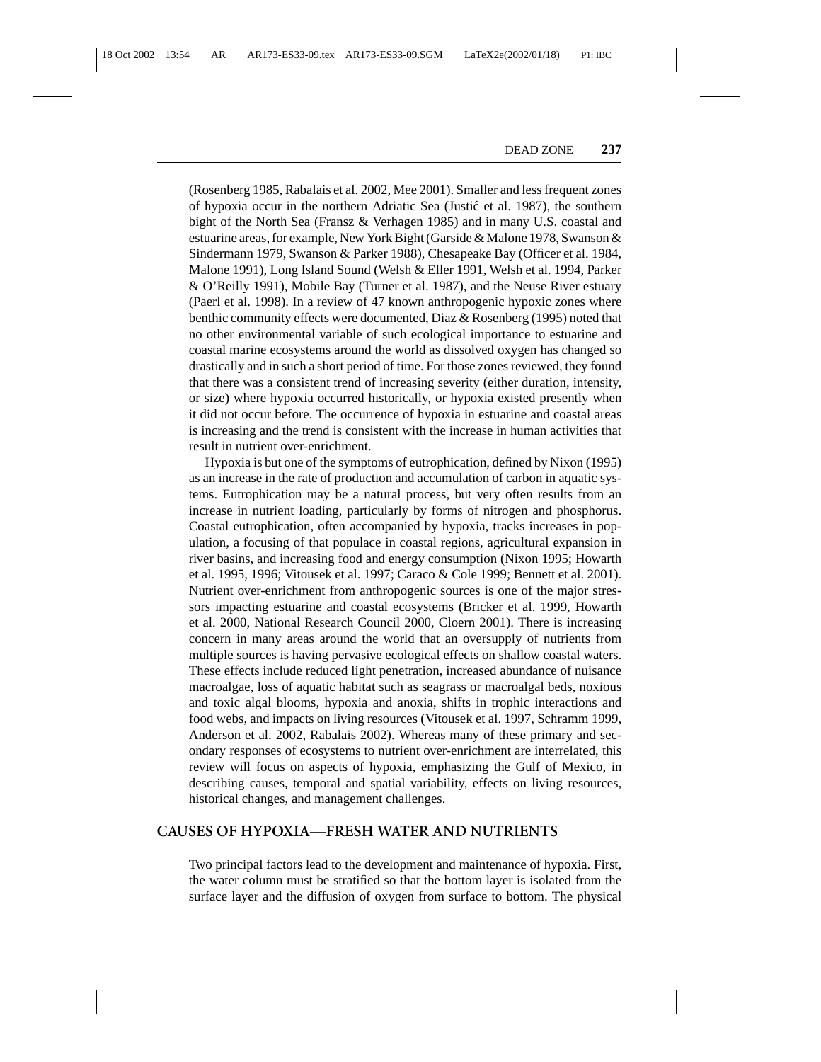(Rosenberg 1985, Rabalais et al. 2002, Mee 2001). Smaller and less frequent zones of hypoxia occur in the northern Adriatic Sea (Justić et al. 1987), the southern bight of the North Sea (Fransz & Verhagen 1985) and in many U.S. coastal and estuarine areas, for example, New York Bight (Garside & Malone 1978, Swanson & Sindermann 1979, Swanson & Parker 1988), Chesapeake Bay (Officer et al. 1984, Malone 1991), Long Island Sound (Welsh & Eller 1991, Welsh et al. 1994, Parker & O'Reilly 1991), Mobile Bay (Turner et al. 1987), and the Neuse River estuary (Paerl et al. 1998). In a review of 47 known anthropogenic hypoxic zones where benthic community effects were documented, Diaz & Rosenberg (1995) noted that no other environmental variable of such ecological importance to estuarine and coastal marine ecosystems around the world as dissolved oxygen has changed so drastically and in such a short period of time. For those zones reviewed, they found that there was a consistent trend of increasing severity (either duration, intensity, or size) where hypoxia occurred historically, or hypoxia existed presently when it did not occur before. The occurrence of hypoxia in estuarine and coastal areas is increasing and the trend is consistent with the increase in human activities that result in nutrient over-enrichment.

Hypoxia is but one of the symptoms of eutrophication, defined by Nixon (1995) as an increase in the rate of production and accumulation of carbon in aquatic systems. Eutrophication may be a natural process, but very often results from an increase in nutrient loading, particularly by forms of nitrogen and phosphorus. Coastal eutrophication, often accompanied by hypoxia, tracks increases in population, a focusing of that populace in coastal regions, agricultural expansion in river basins, and increasing food and energy consumption (Nixon 1995; Howarth et al. 1995, 1996; Vitousek et al. 1997; Caraco & Cole 1999; Bennett et al. 2001). Nutrient over-enrichment from anthropogenic sources is one of the major stressors impacting estuarine and coastal ecosystems (Bricker et al. 1999, Howarth et al. 2000, National Research Council 2000, Cloern 2001). There is increasing concern in many areas around the world that an oversupply of nutrients from multiple sources is having pervasive ecological effects on shallow coastal waters. These effects include reduced light penetration, increased abundance of nuisance macroalgae, loss of aquatic habitat such as seagrass or macroalgal beds, noxious and toxic algal blooms, hypoxia and anoxia, shifts in trophic interactions and food webs, and impacts on living resources (Vitousek et al. 1997, Schramm 1999, Anderson et al. 2002, Rabalais 2002). Whereas many of these primary and secondary responses of ecosystems to nutrient over-enrichment are interrelated, this review will focus on aspects of hypoxia, emphasizing the Gulf of Mexico, in describing causes, temporal and spatial variability, effects on living resources, historical changes, and management challenges.

## CAUSES OF HYPOXIA—FRESH WATER AND NUTRIENTS

Two principal factors lead to the development and maintenance of hypoxia. First, the water column must be stratified so that the bottom layer is isolated from the surface layer and the diffusion of oxygen from surface to bottom. The physical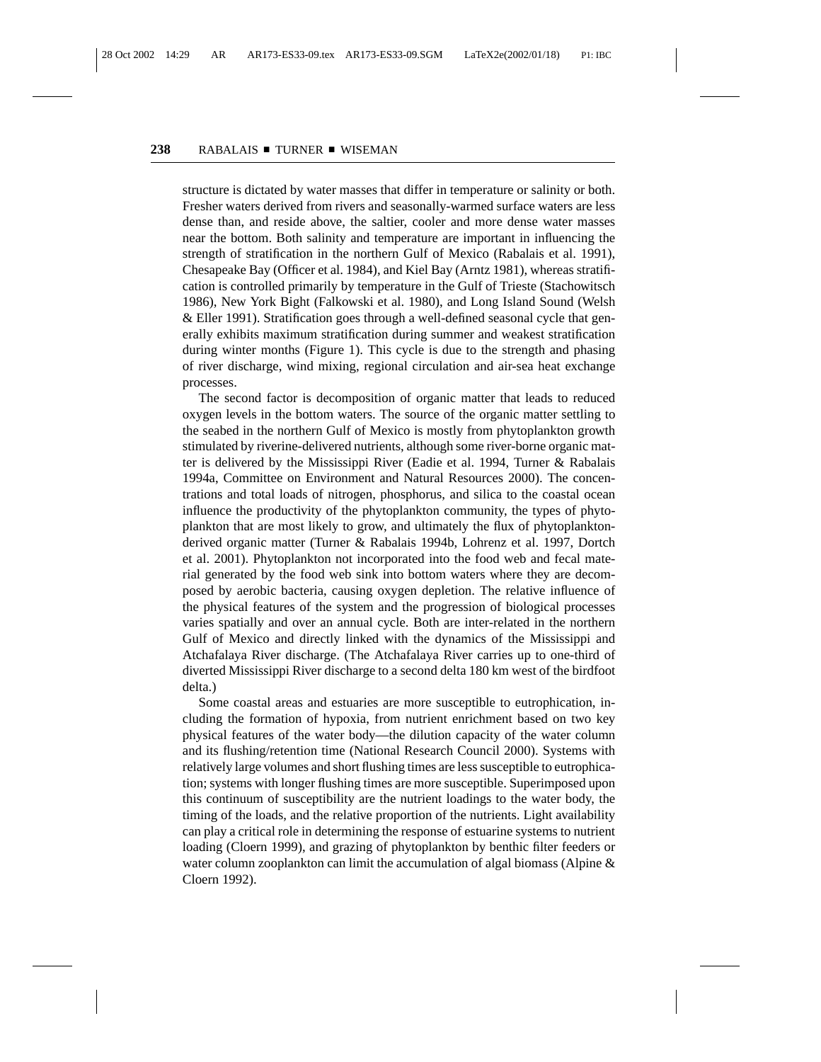structure is dictated by water masses that differ in temperature or salinity or both. Fresher waters derived from rivers and seasonally-warmed surface waters are less dense than, and reside above, the saltier, cooler and more dense water masses near the bottom. Both salinity and temperature are important in influencing the strength of stratification in the northern Gulf of Mexico (Rabalais et al. 1991), Chesapeake Bay (Officer et al. 1984), and Kiel Bay (Arntz 1981), whereas stratification is controlled primarily by temperature in the Gulf of Trieste (Stachowitsch 1986), New York Bight (Falkowski et al. 1980), and Long Island Sound (Welsh & Eller 1991). Stratification goes through a well-defined seasonal cycle that generally exhibits maximum stratification during summer and weakest stratification during winter months (Figure 1). This cycle is due to the strength and phasing of river discharge, wind mixing, regional circulation and air-sea heat exchange processes.

The second factor is decomposition of organic matter that leads to reduced oxygen levels in the bottom waters. The source of the organic matter settling to the seabed in the northern Gulf of Mexico is mostly from phytoplankton growth stimulated by riverine-delivered nutrients, although some river-borne organic matter is delivered by the Mississippi River (Eadie et al. 1994, Turner & Rabalais 1994a, Committee on Environment and Natural Resources 2000). The concentrations and total loads of nitrogen, phosphorus, and silica to the coastal ocean influence the productivity of the phytoplankton community, the types of phytoplankton that are most likely to grow, and ultimately the flux of phytoplankton-derived organic matter (Turner & Rabalais 1994b, Lohrenz et al. 1997, Dortch et al. 2001). Phytoplankton not incorporated into the food web and fecal material generated by the food web sink into bottom waters where they are decomposed by aerobic bacteria, causing oxygen depletion. The relative influence of the physical features of the system and the progression of biological processes varies spatially and over an annual cycle. Both are inter-related in the northern Gulf of Mexico and directly linked with the dynamics of the Mississippi and Atchafalaya River discharge. (The Atchafalaya River carries up to one-third of diverted Mississippi River discharge to a second delta 180 km west of the birdfoot delta.)

Some coastal areas and estuaries are more susceptible to eutrophication, including the formation of hypoxia, from nutrient enrichment based on two key physical features of the water body—the dilution capacity of the water column and its flushing/retention time (National Research Council 2000). Systems with relatively large volumes and short flushing times are less susceptible to eutrophication; systems with longer flushing times are more susceptible. Superimposed upon this continuum of susceptibility are the nutrient loadings to the water body, the timing of the loads, and the relative proportion of the nutrients. Light availability can play a critical role in determining the response of estuarine systems to nutrient loading (Cloern 1999), and grazing of phytoplankton by benthic filter feeders or water column zooplankton can limit the accumulation of algal biomass (Alpine & Cloern 1992).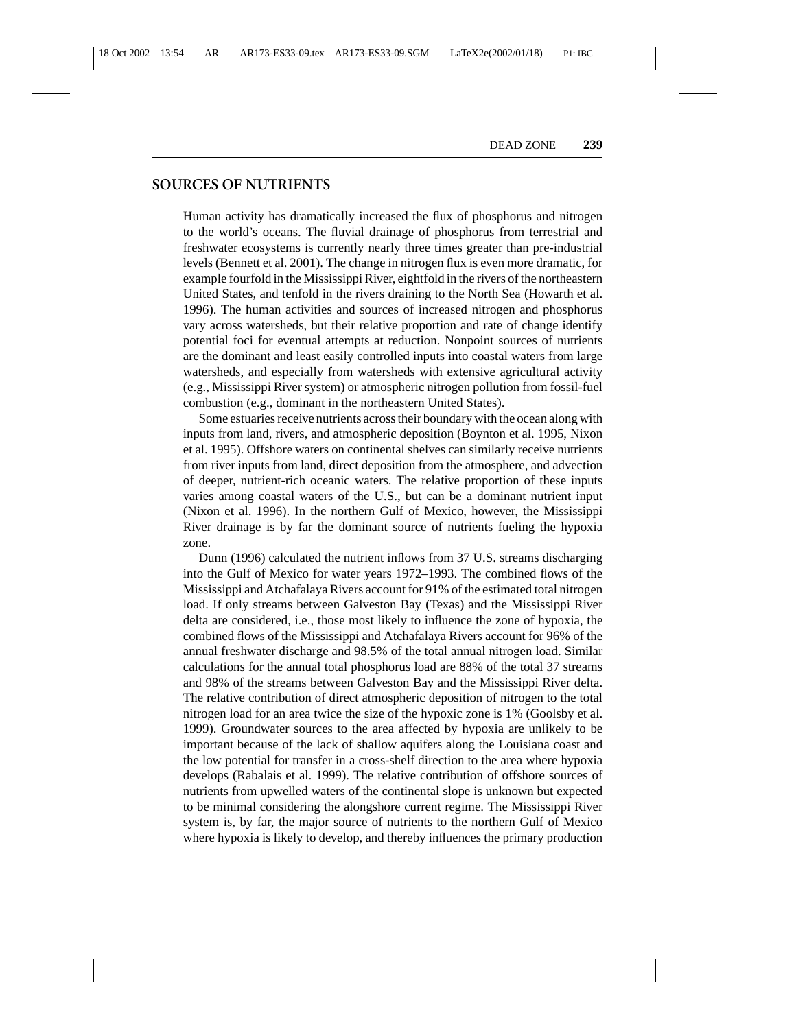## SOURCES OF NUTRIENTS

Human activity has dramatically increased the flux of phosphorus and nitrogen to the world's oceans. The fluvial drainage of phosphorus from terrestrial and freshwater ecosystems is currently nearly three times greater than pre-industrial levels (Bennett et al. 2001). The change in nitrogen flux is even more dramatic, for example fourfold in the Mississippi River, eightfold in the rivers of the northeastern United States, and tenfold in the rivers draining to the North Sea (Howarth et al. 1996). The human activities and sources of increased nitrogen and phosphorus vary across watersheds, but their relative proportion and rate of change identify potential foci for eventual attempts at reduction. Nonpoint sources of nutrients are the dominant and least easily controlled inputs into coastal waters from large watersheds, and especially from watersheds with extensive agricultural activity (e.g., Mississippi River system) or atmospheric nitrogen pollution from fossil-fuel combustion (e.g., dominant in the northeastern United States).

Some estuaries receive nutrients across their boundary with the ocean along with inputs from land, rivers, and atmospheric deposition (Boynton et al. 1995, Nixon et al. 1995). Offshore waters on continental shelves can similarly receive nutrients from river inputs from land, direct deposition from the atmosphere, and advection of deeper, nutrient-rich oceanic waters. The relative proportion of these inputs varies among coastal waters of the U.S., but can be a dominant nutrient input (Nixon et al. 1996). In the northern Gulf of Mexico, however, the Mississippi River drainage is by far the dominant source of nutrients fueling the hypoxia zone.

Dunn (1996) calculated the nutrient inflows from 37 U.S. streams discharging into the Gulf of Mexico for water years 1972–1993. The combined flows of the Mississippi and Atchafalaya Rivers account for 91% of the estimated total nitrogen load. If only streams between Galveston Bay (Texas) and the Mississippi River delta are considered, i.e., those most likely to influence the zone of hypoxia, the combined flows of the Mississippi and Atchafalaya Rivers account for 96% of the annual freshwater discharge and 98.5% of the total annual nitrogen load. Similar calculations for the annual total phosphorus load are 88% of the total 37 streams and 98% of the streams between Galveston Bay and the Mississippi River delta. The relative contribution of direct atmospheric deposition of nitrogen to the total nitrogen load for an area twice the size of the hypoxic zone is 1% (Goolsby et al. 1999). Groundwater sources to the area affected by hypoxia are unlikely to be important because of the lack of shallow aquifers along the Louisiana coast and the low potential for transfer in a cross-shelf direction to the area where hypoxia develops (Rabalais et al. 1999). The relative contribution of offshore sources of nutrients from upwelled waters of the continental slope is unknown but expected to be minimal considering the alongshore current regime. The Mississippi River system is, by far, the major source of nutrients to the northern Gulf of Mexico where hypoxia is likely to develop, and thereby influences the primary production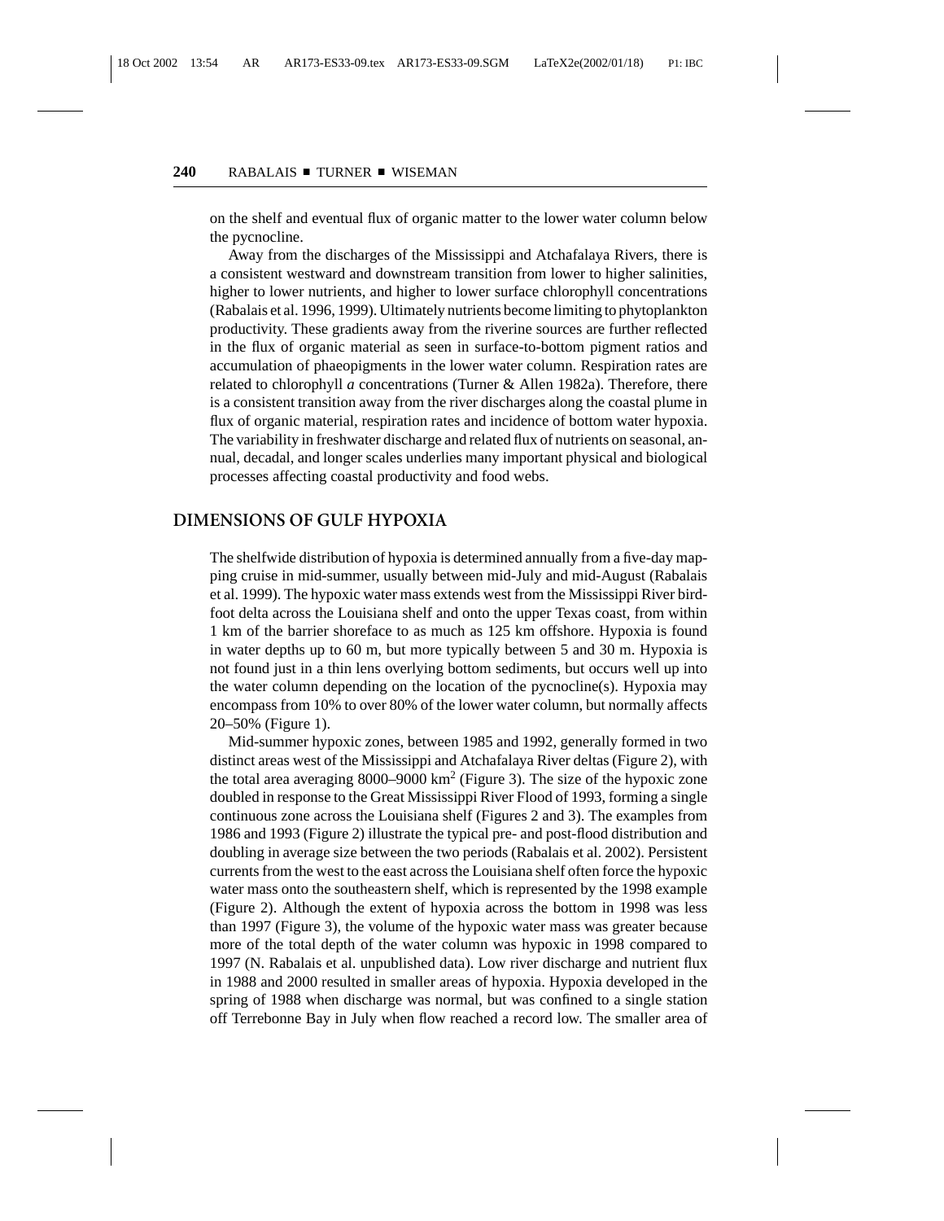on the shelf and eventual flux of organic matter to the lower water column below the pycnocline.

Away from the discharges of the Mississippi and Atchafalaya Rivers, there is a consistent westward and downstream transition from lower to higher salinities, higher to lower nutrients, and higher to lower surface chlorophyll concentrations (Rabalais et al. 1996, 1999). Ultimately nutrients become limiting to phytoplankton productivity. These gradients away from the riverine sources are further reflected in the flux of organic material as seen in surface-to-bottom pigment ratios and accumulation of phaeopigments in the lower water column. Respiration rates are related to chlorophyll *a* concentrations (Turner & Allen 1982a). Therefore, there is a consistent transition away from the river discharges along the coastal plume in flux of organic material, respiration rates and incidence of bottom water hypoxia. The variability in freshwater discharge and related flux of nutrients on seasonal, annual, decadal, and longer scales underlies many important physical and biological processes affecting coastal productivity and food webs.

## DIMENSIONS OF GULF HYPOXIA

The shelfwide distribution of hypoxia is determined annually from a five-day mapping cruise in mid-summer, usually between mid-July and mid-August (Rabalais et al. 1999). The hypoxic water mass extends west from the Mississippi River birdfoot delta across the Louisiana shelf and onto the upper Texas coast, from within 1 km of the barrier shoreface to as much as 125 km offshore. Hypoxia is found in water depths up to 60 m, but more typically between 5 and 30 m. Hypoxia is not found just in a thin lens overlying bottom sediments, but occurs well up into the water column depending on the location of the pycnocline(s). Hypoxia may encompass from 10% to over 80% of the lower water column, but normally affects 20–50% (Figure 1).

Mid-summer hypoxic zones, between 1985 and 1992, generally formed in two distinct areas west of the Mississippi and Atchafalaya River deltas (Figure 2), with the total area averaging 8000–9000 km$^2$ (Figure 3). The size of the hypoxic zone doubled in response to the Great Mississippi River Flood of 1993, forming a single continuous zone across the Louisiana shelf (Figures 2 and 3). The examples from 1986 and 1993 (Figure 2) illustrate the typical pre- and post-flood distribution and doubling in average size between the two periods (Rabalais et al. 2002). Persistent currents from the west to the east across the Louisiana shelf often force the hypoxic water mass onto the southeastern shelf, which is represented by the 1998 example (Figure 2). Although the extent of hypoxia across the bottom in 1998 was less than 1997 (Figure 3), the volume of the hypoxic water mass was greater because more of the total depth of the water column was hypoxic in 1998 compared to 1997 (N. Rabalais et al. unpublished data). Low river discharge and nutrient flux in 1988 and 2000 resulted in smaller areas of hypoxia. Hypoxia developed in the spring of 1988 when discharge was normal, but was confined to a single station off Terrebonne Bay in July when flow reached a record low. The smaller area of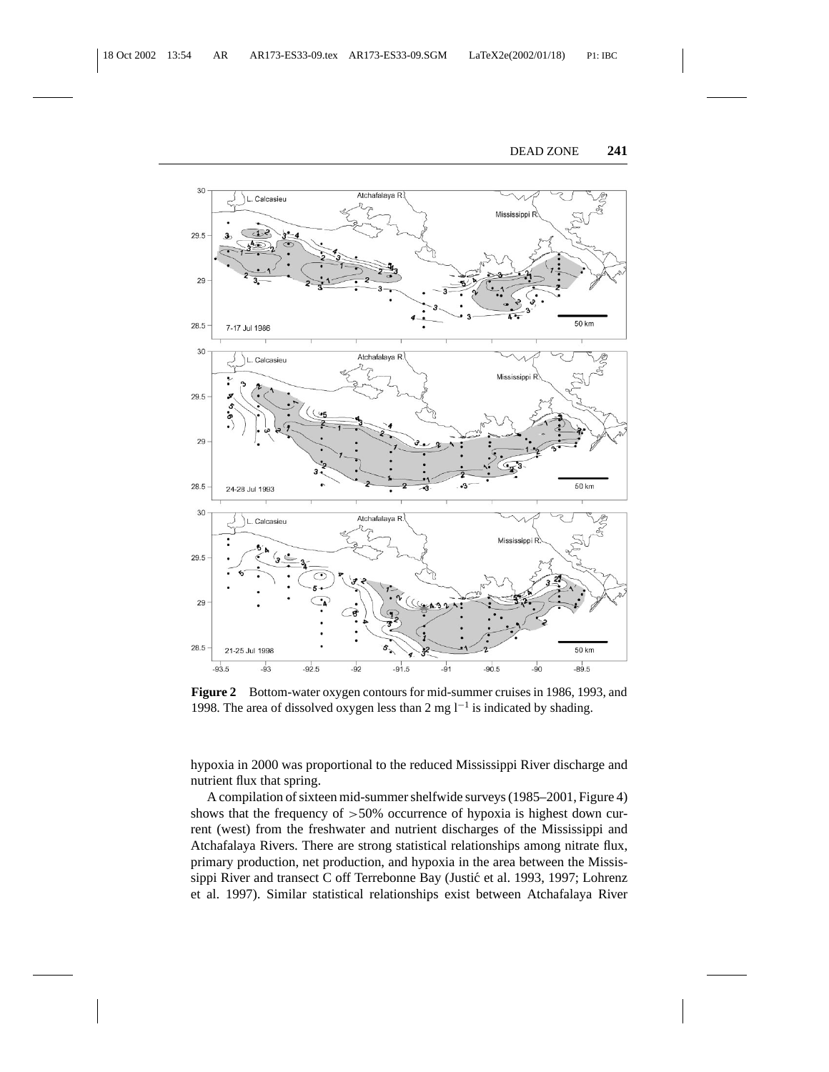**Figure 2** Bottom-water oxygen contours for mid-summer cruises in 1986, 1993, and 1998. The area of dissolved oxygen less than 2 mg $l^{-1}$ is indicated by shading.

hypoxia in 2000 was proportional to the reduced Mississippi River discharge and nutrient flux that spring.

A compilation of sixteen mid-summer shelfwide surveys (1985–2001, Figure 4) shows that the frequency of >50% occurrence of hypoxia is highest down current (west) from the freshwater and nutrient discharges of the Mississippi and Atchafalaya Rivers. There are strong statistical relationships among nitrate flux, primary production, net production, and hypoxia in the area between the Mississippi River and transect C off Terrebonne Bay (Justić et al. 1993, 1997; Lohrenz et al. 1997). Similar statistical relationships exist between Atchafalaya River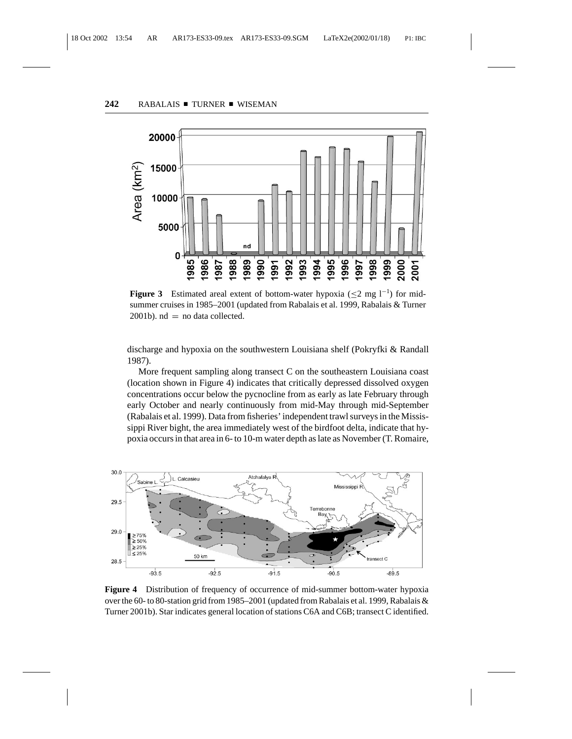**Figure 3** Estimated areal extent of bottom-water hypoxia ($\leq$2 mg $l^{-1}$) for mid-summer cruises in 1985–2001 (updated from Rabalais et al. 1999, Rabalais & Turner 2001b). nd = no data collected.

discharge and hypoxia on the southwestern Louisiana shelf (Pokryfki & Randall 1987).

More frequent sampling along transect C on the southeastern Louisiana coast (location shown in Figure 4) indicates that critically depressed dissolved oxygen concentrations occur below the pycnocline from as early as late February through early October and nearly continuously from mid-May through mid-September (Rabalais et al. 1999). Data from fisheries' independent trawl surveys in the Mississippi River bight, the area immediately west of the birdfoot delta, indicate that hypoxia occurs in that area in 6- to 10-m water depth as late as November (T. Romaire,

**Figure 4** Distribution of frequency of occurrence of mid-summer bottom-water hypoxia over the 60- to 80-station grid from 1985–2001 (updated from Rabalais et al. 1999, Rabalais & Turner 2001b). Star indicates general location of stations C6A and C6B; transect C identified.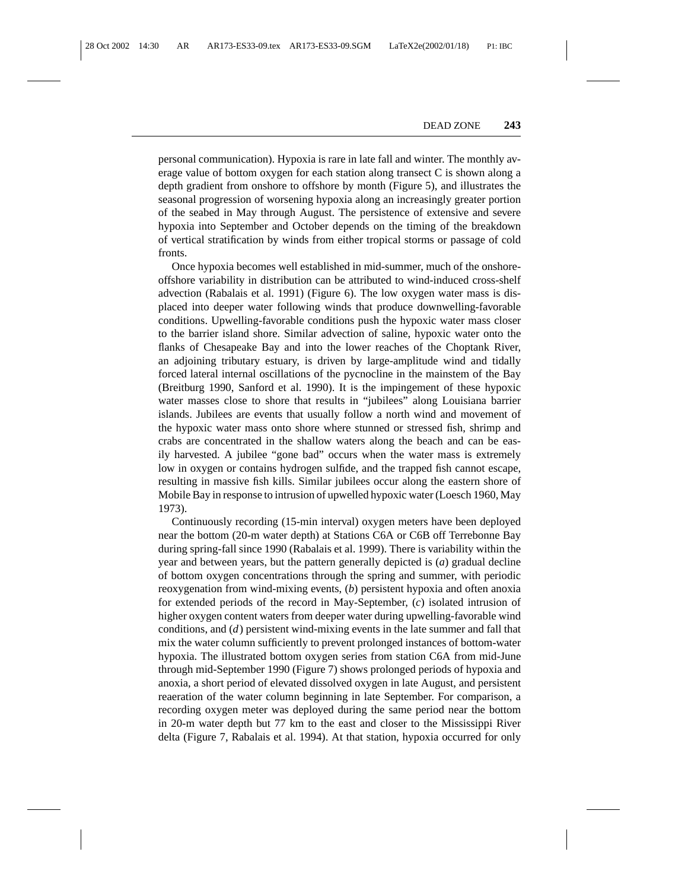personal communication). Hypoxia is rare in late fall and winter. The monthly average value of bottom oxygen for each station along transect C is shown along a depth gradient from onshore to offshore by month (Figure 5), and illustrates the seasonal progression of worsening hypoxia along an increasingly greater portion of the seabed in May through August. The persistence of extensive and severe hypoxia into September and October depends on the timing of the breakdown of vertical stratification by winds from either tropical storms or passage of cold fronts.

Once hypoxia becomes well established in mid-summer, much of the onshore-offshore variability in distribution can be attributed to wind-induced cross-shelf advection (Rabalais et al. 1991) (Figure 6). The low oxygen water mass is displaced into deeper water following winds that produce downwelling-favorable conditions. Upwelling-favorable conditions push the hypoxic water mass closer to the barrier island shore. Similar advection of saline, hypoxic water onto the flanks of Chesapeake Bay and into the lower reaches of the Choptank River, an adjoining tributary estuary, is driven by large-amplitude wind and tidally forced lateral internal oscillations of the pycnocline in the mainstem of the Bay (Breitburg 1990, Sanford et al. 1990). It is the impingement of these hypoxic water masses close to shore that results in "jubilees" along Louisiana barrier islands. Jubilees are events that usually follow a north wind and movement of the hypoxic water mass onto shore where stunned or stressed fish, shrimp and crabs are concentrated in the shallow waters along the beach and can be easily harvested. A jubilee "gone bad" occurs when the water mass is extremely low in oxygen or contains hydrogen sulfide, and the trapped fish cannot escape, resulting in massive fish kills. Similar jubilees occur along the eastern shore of Mobile Bay in response to intrusion of upwelled hypoxic water (Loesch 1960, May 1973).

Continuously recording (15-min interval) oxygen meters have been deployed near the bottom (20-m water depth) at Stations C6A or C6B off Terrebonne Bay during spring-fall since 1990 (Rabalais et al. 1999). There is variability within the year and between years, but the pattern generally depicted is (*a*) gradual decline of bottom oxygen concentrations through the spring and summer, with periodic reoxygenation from wind-mixing events, (*b*) persistent hypoxia and often anoxia for extended periods of the record in May-September, (*c*) isolated intrusion of higher oxygen content waters from deeper water during upwelling-favorable wind conditions, and (*d*) persistent wind-mixing events in the late summer and fall that mix the water column sufficiently to prevent prolonged instances of bottom-water hypoxia. The illustrated bottom oxygen series from station C6A from mid-June through mid-September 1990 (Figure 7) shows prolonged periods of hypoxia and anoxia, a short period of elevated dissolved oxygen in late August, and persistent reaeration of the water column beginning in late September. For comparison, a recording oxygen meter was deployed during the same period near the bottom in 20-m water depth but 77 km to the east and closer to the Mississippi River delta (Figure 7, Rabalais et al. 1994). At that station, hypoxia occurred for only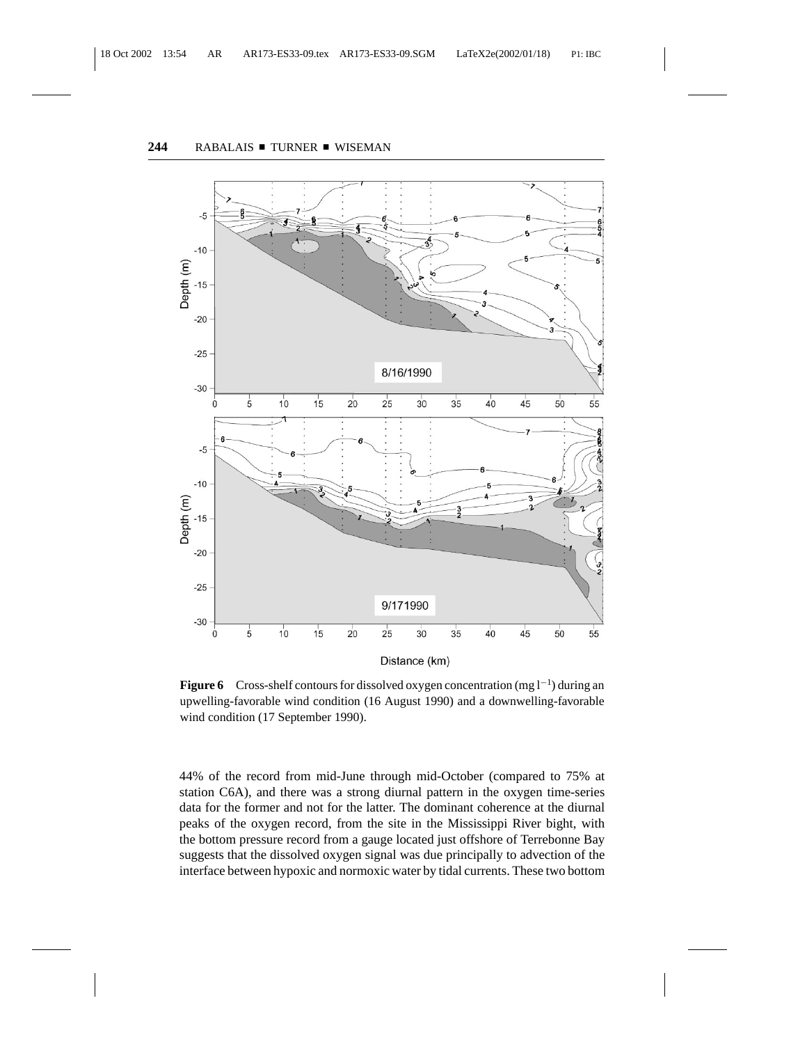**Figure 6** Cross-shelf contours for dissolved oxygen concentration (mg $l^{-1}$) during an upwelling-favorable wind condition (16 August 1990) and a downwelling-favorable wind condition (17 September 1990).

44% of the record from mid-June through mid-October (compared to 75% at station C6A), and there was a strong diurnal pattern in the oxygen time-series data for the former and not for the latter. The dominant coherence at the diurnal peaks of the oxygen record, from the site in the Mississippi River bight, with the bottom pressure record from a gauge located just offshore of Terrebonne Bay suggests that the dissolved oxygen signal was due principally to advection of the interface between hypoxic and normoxic water by tidal currents. These two bottom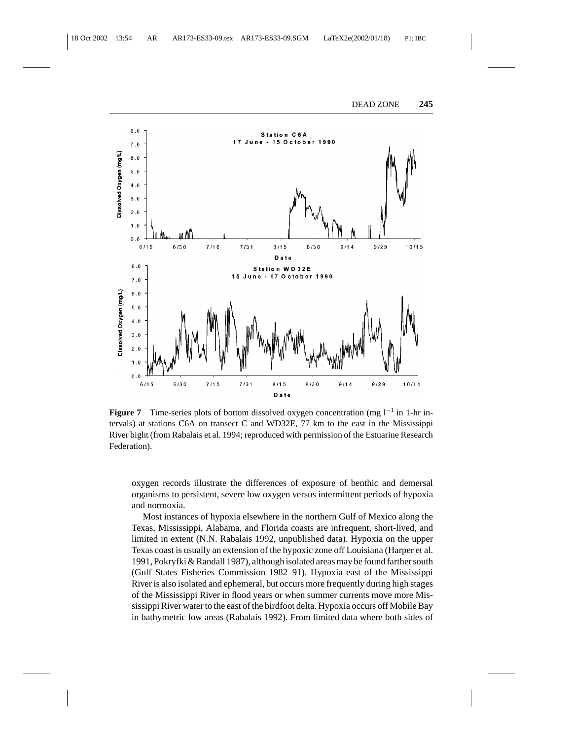**Figure 7** Time-series plots of bottom dissolved oxygen concentration (mg $l^{-1}$ in 1-hr intervals) at stations C6A on transect C and WD32E, 77 km to the east in the Mississippi River bight (from Rabalais et al. 1994; reproduced with permission of the Estuarine Research Federation).

oxygen records illustrate the differences of exposure of benthic and demersal organisms to persistent, severe low oxygen versus intermittent periods of hypoxia and normoxia.

Most instances of hypoxia elsewhere in the northern Gulf of Mexico along the Texas, Mississippi, Alabama, and Florida coasts are infrequent, short-lived, and limited in extent (N.N. Rabalais 1992, unpublished data). Hypoxia on the upper Texas coast is usually an extension of the hypoxic zone off Louisiana (Harper et al. 1991, Pokryfki & Randall 1987), although isolated areas may be found farther south (Gulf States Fisheries Commission 1982–91). Hypoxia east of the Mississippi River is also isolated and ephemeral, but occurs more frequently during high stages of the Mississippi River in flood years or when summer currents move more Mississippi River water to the east of the birdfoot delta. Hypoxia occurs off Mobile Bay in bathymetric low areas (Rabalais 1992). From limited data where both sides of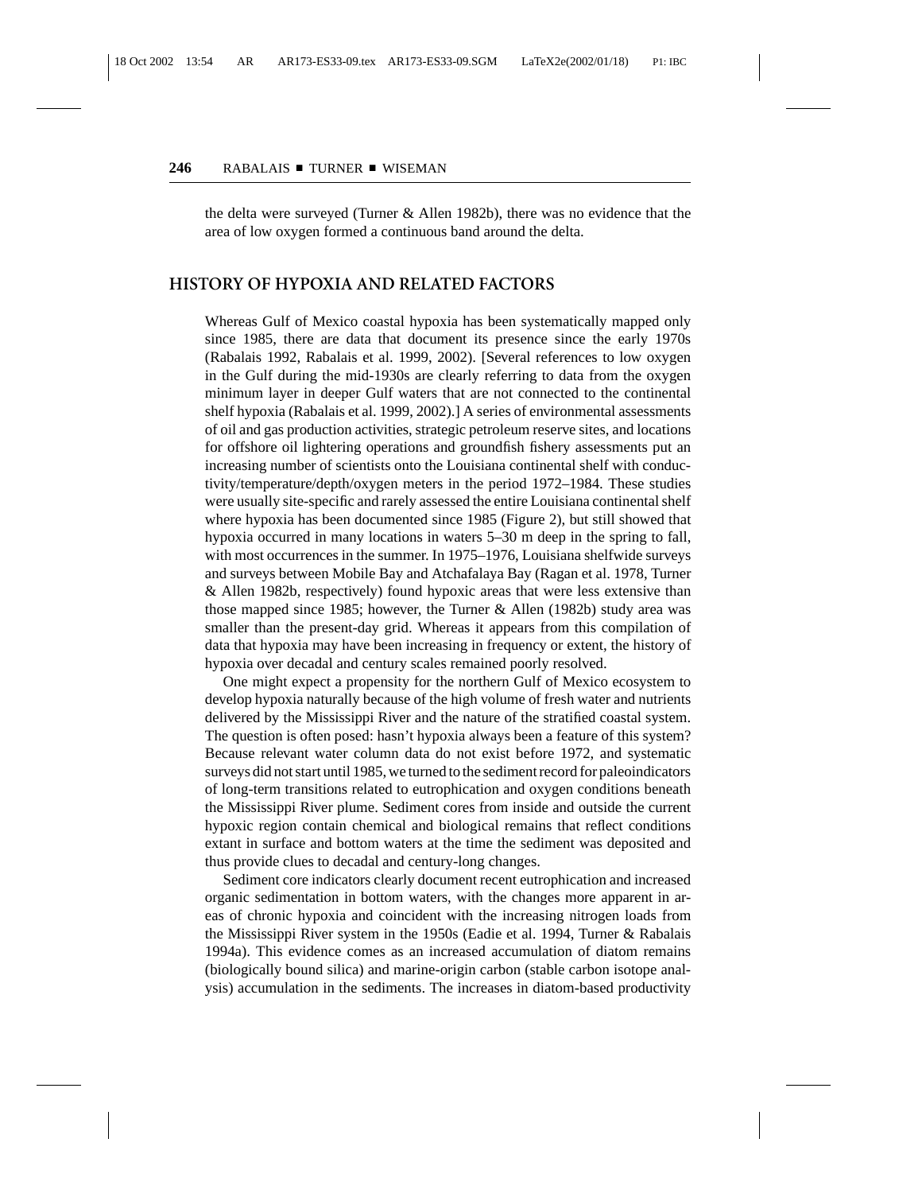the delta were surveyed (Turner & Allen 1982b), there was no evidence that the area of low oxygen formed a continuous band around the delta.

## HISTORY OF HYPOXIA AND RELATED FACTORS

Whereas Gulf of Mexico coastal hypoxia has been systematically mapped only since 1985, there are data that document its presence since the early 1970s (Rabalais 1992, Rabalais et al. 1999, 2002). [Several references to low oxygen in the Gulf during the mid-1930s are clearly referring to data from the oxygen minimum layer in deeper Gulf waters that are not connected to the continental shelf hypoxia (Rabalais et al. 1999, 2002).] A series of environmental assessments of oil and gas production activities, strategic petroleum reserve sites, and locations for offshore oil lightering operations and groundfish fishery assessments put an increasing number of scientists onto the Louisiana continental shelf with conductivity/temperature/depth/oxygen meters in the period 1972–1984. These studies were usually site-specific and rarely assessed the entire Louisiana continental shelf where hypoxia has been documented since 1985 (Figure 2), but still showed that hypoxia occurred in many locations in waters 5–30 m deep in the spring to fall, with most occurrences in the summer. In 1975–1976, Louisiana shelfwide surveys and surveys between Mobile Bay and Atchafalaya Bay (Ragan et al. 1978, Turner & Allen 1982b, respectively) found hypoxic areas that were less extensive than those mapped since 1985; however, the Turner & Allen (1982b) study area was smaller than the present-day grid. Whereas it appears from this compilation of data that hypoxia may have been increasing in frequency or extent, the history of hypoxia over decadal and century scales remained poorly resolved.

One might expect a propensity for the northern Gulf of Mexico ecosystem to develop hypoxia naturally because of the high volume of fresh water and nutrients delivered by the Mississippi River and the nature of the stratified coastal system. The question is often posed: hasn't hypoxia always been a feature of this system? Because relevant water column data do not exist before 1972, and systematic surveys did not start until 1985, we turned to the sediment record for paleoindicators of long-term transitions related to eutrophication and oxygen conditions beneath the Mississippi River plume. Sediment cores from inside and outside the current hypoxic region contain chemical and biological remains that reflect conditions extant in surface and bottom waters at the time the sediment was deposited and thus provide clues to decadal and century-long changes.

Sediment core indicators clearly document recent eutrophication and increased organic sedimentation in bottom waters, with the changes more apparent in areas of chronic hypoxia and coincident with the increasing nitrogen loads from the Mississippi River system in the 1950s (Eadie et al. 1994, Turner & Rabalais 1994a). This evidence comes as an increased accumulation of diatom remains (biologically bound silica) and marine-origin carbon (stable carbon isotope analysis) accumulation in the sediments. The increases in diatom-based productivity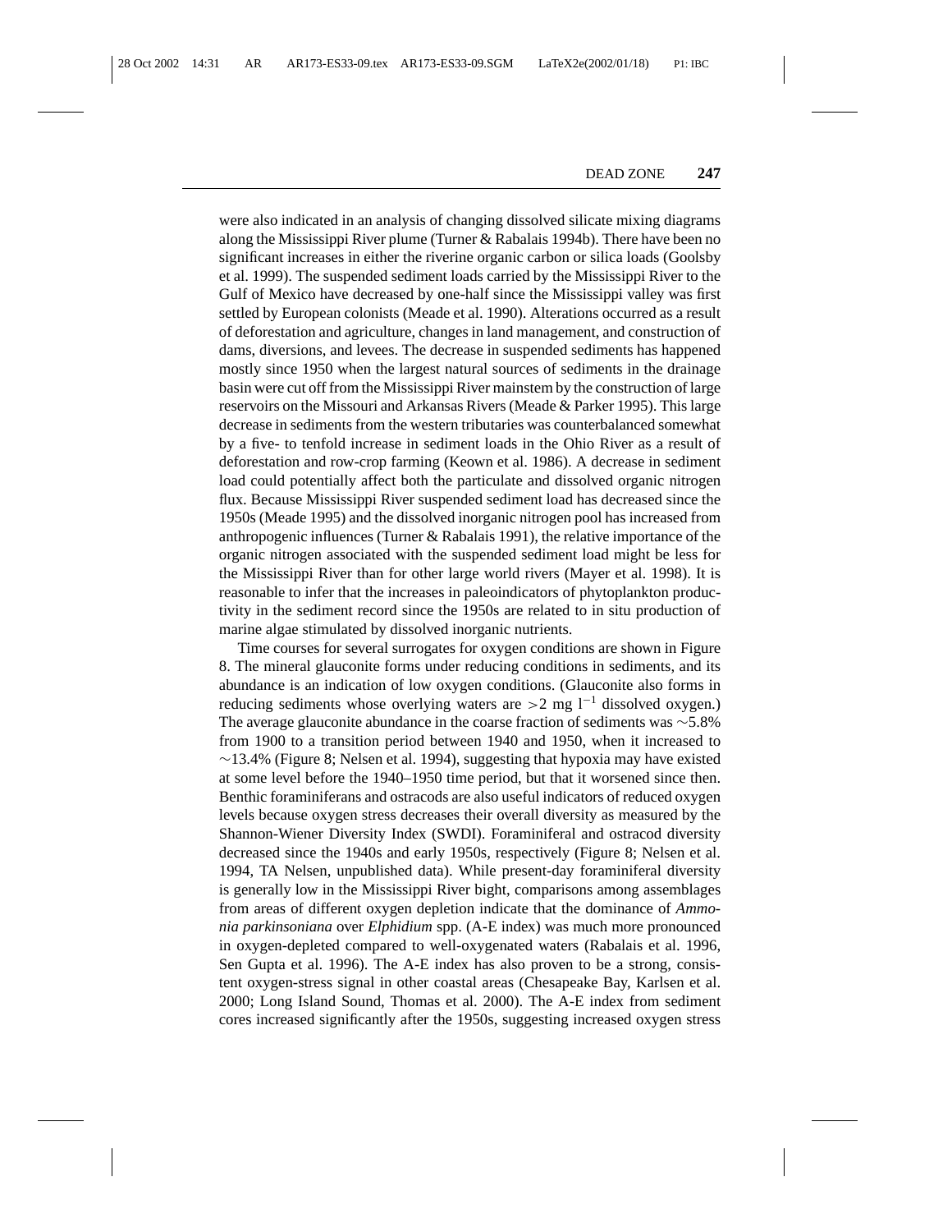were also indicated in an analysis of changing dissolved silicate mixing diagrams along the Mississippi River plume (Turner & Rabalais 1994b). There have been no significant increases in either the riverine organic carbon or silica loads (Goolsby et al. 1999). The suspended sediment loads carried by the Mississippi River to the Gulf of Mexico have decreased by one-half since the Mississippi valley was first settled by European colonists (Meade et al. 1990). Alterations occurred as a result of deforestation and agriculture, changes in land management, and construction of dams, diversions, and levees. The decrease in suspended sediments has happened mostly since 1950 when the largest natural sources of sediments in the drainage basin were cut off from the Mississippi River mainstem by the construction of large reservoirs on the Missouri and Arkansas Rivers (Meade & Parker 1995). This large decrease in sediments from the western tributaries was counterbalanced somewhat by a five- to tenfold increase in sediment loads in the Ohio River as a result of deforestation and row-crop farming (Keown et al. 1986). A decrease in sediment load could potentially affect both the particulate and dissolved organic nitrogen flux. Because Mississippi River suspended sediment load has decreased since the 1950s (Meade 1995) and the dissolved inorganic nitrogen pool has increased from anthropogenic influences (Turner & Rabalais 1991), the relative importance of the organic nitrogen associated with the suspended sediment load might be less for the Mississippi River than for other large world rivers (Mayer et al. 1998). It is reasonable to infer that the increases in paleoindicators of phytoplankton productivity in the sediment record since the 1950s are related to in situ production of marine algae stimulated by dissolved inorganic nutrients.

Time courses for several surrogates for oxygen conditions are shown in Figure 8. The mineral glauconite forms under reducing conditions in sediments, and its abundance is an indication of low oxygen conditions. (Glauconite also forms in reducing sediments whose overlying waters are $>2$ mg $l^{-1}$ dissolved oxygen.) The average glauconite abundance in the coarse fraction of sediments was $\sim$5.8% from 1900 to a transition period between 1940 and 1950, when it increased to $\sim$13.4% (Figure 8; Nelsen et al. 1994), suggesting that hypoxia may have existed at some level before the 1940–1950 time period, but that it worsened since then. Benthic foraminiferans and ostracods are also useful indicators of reduced oxygen levels because oxygen stress decreases their overall diversity as measured by the Shannon-Wiener Diversity Index (SWDI). Foraminiferal and ostracod diversity decreased since the 1940s and early 1950s, respectively (Figure 8; Nelsen et al. 1994, TA Nelsen, unpublished data). While present-day foraminiferal diversity is generally low in the Mississippi River bight, comparisons among assemblages from areas of different oxygen depletion indicate that the dominance of *Ammonia parkinsoniana* over *Elphidium* spp. (A-E index) was much more pronounced in oxygen-depleted compared to well-oxygenated waters (Rabalais et al. 1996, Sen Gupta et al. 1996). The A-E index has also proven to be a strong, consistent oxygen-stress signal in other coastal areas (Chesapeake Bay, Karlsen et al. 2000; Long Island Sound, Thomas et al. 2000). The A-E index from sediment cores increased significantly after the 1950s, suggesting increased oxygen stress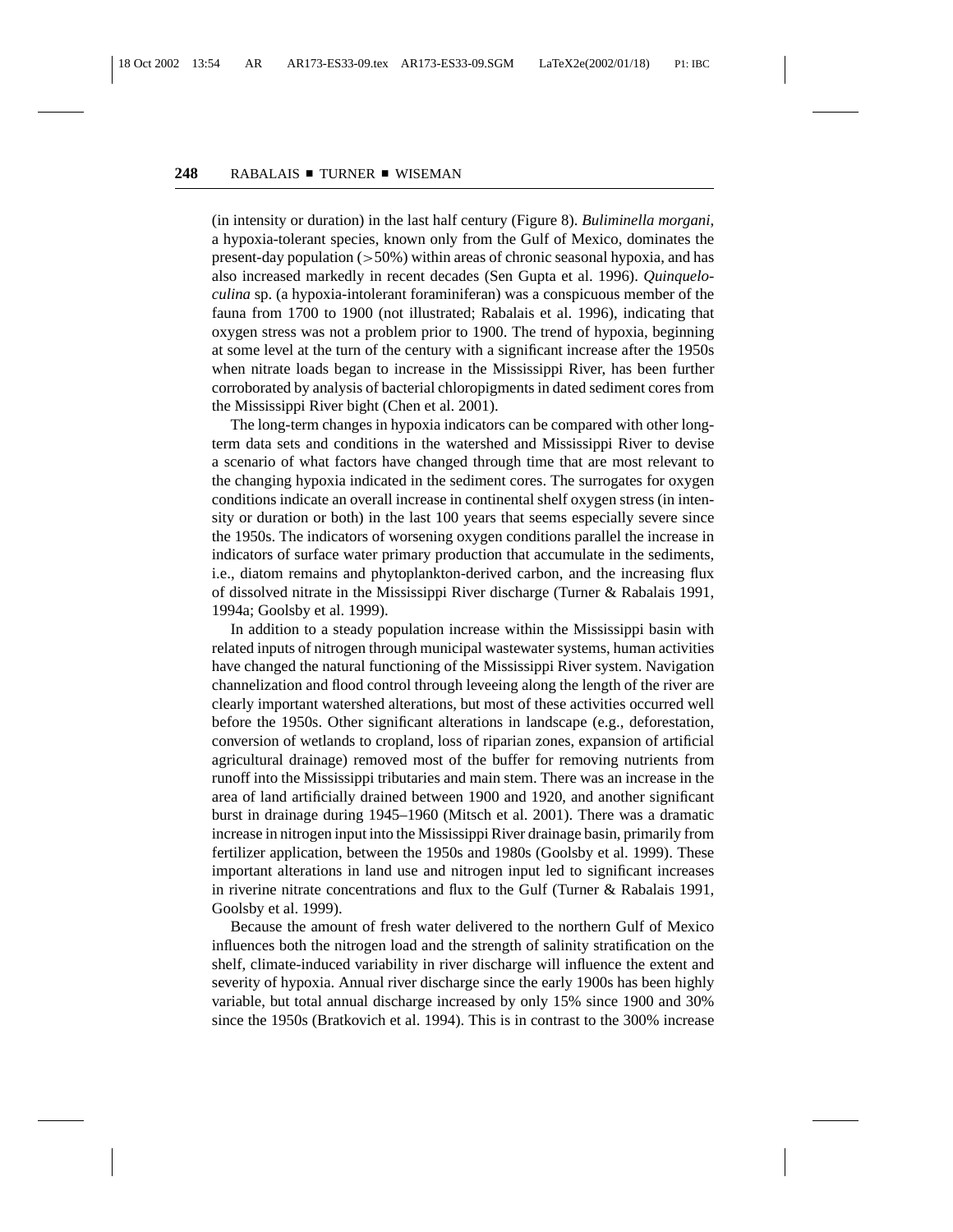(in intensity or duration) in the last half century (Figure 8). *Buliminella morgani*, a hypoxia-tolerant species, known only from the Gulf of Mexico, dominates the present-day population (>50%) within areas of chronic seasonal hypoxia, and has also increased markedly in recent decades (Sen Gupta et al. 1996). *Quinqueloculina* sp. (a hypoxia-intolerant foraminiferan) was a conspicuous member of the fauna from 1700 to 1900 (not illustrated; Rabalais et al. 1996), indicating that oxygen stress was not a problem prior to 1900. The trend of hypoxia, beginning at some level at the turn of the century with a significant increase after the 1950s when nitrate loads began to increase in the Mississippi River, has been further corroborated by analysis of bacterial chloropigments in dated sediment cores from the Mississippi River bight (Chen et al. 2001).

The long-term changes in hypoxia indicators can be compared with other long-term data sets and conditions in the watershed and Mississippi River to devise a scenario of what factors have changed through time that are most relevant to the changing hypoxia indicated in the sediment cores. The surrogates for oxygen conditions indicate an overall increase in continental shelf oxygen stress (in intensity or duration or both) in the last 100 years that seems especially severe since the 1950s. The indicators of worsening oxygen conditions parallel the increase in indicators of surface water primary production that accumulate in the sediments, i.e., diatom remains and phytoplankton-derived carbon, and the increasing flux of dissolved nitrate in the Mississippi River discharge (Turner & Rabalais 1991, 1994a; Goolsby et al. 1999).

In addition to a steady population increase within the Mississippi basin with related inputs of nitrogen through municipal wastewater systems, human activities have changed the natural functioning of the Mississippi River system. Navigation channelization and flood control through leveeing along the length of the river are clearly important watershed alterations, but most of these activities occurred well before the 1950s. Other significant alterations in landscape (e.g., deforestation, conversion of wetlands to cropland, loss of riparian zones, expansion of artificial agricultural drainage) removed most of the buffer for removing nutrients from runoff into the Mississippi tributaries and main stem. There was an increase in the area of land artificially drained between 1900 and 1920, and another significant burst in drainage during 1945–1960 (Mitsch et al. 2001). There was a dramatic increase in nitrogen input into the Mississippi River drainage basin, primarily from fertilizer application, between the 1950s and 1980s (Goolsby et al. 1999). These important alterations in land use and nitrogen input led to significant increases in riverine nitrate concentrations and flux to the Gulf (Turner & Rabalais 1991, Goolsby et al. 1999).

Because the amount of fresh water delivered to the northern Gulf of Mexico influences both the nitrogen load and the strength of salinity stratification on the shelf, climate-induced variability in river discharge will influence the extent and severity of hypoxia. Annual river discharge since the early 1900s has been highly variable, but total annual discharge increased by only 15% since 1900 and 30% since the 1950s (Bratkovich et al. 1994). This is in contrast to the 300% increase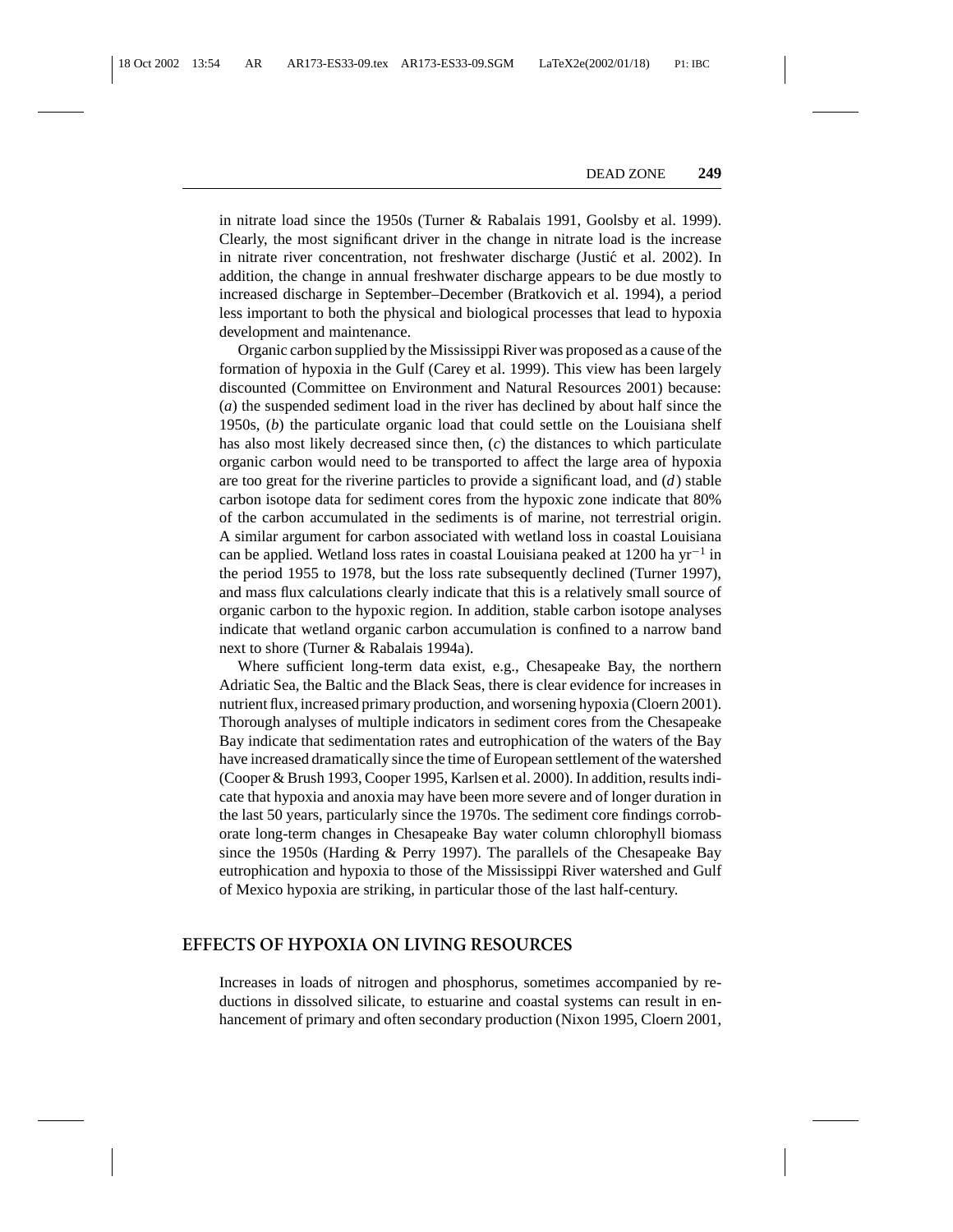in nitrate load since the 1950s (Turner & Rabalais 1991, Goolsby et al. 1999). Clearly, the most significant driver in the change in nitrate load is the increase in nitrate river concentration, not freshwater discharge (Justić et al. 2002). In addition, the change in annual freshwater discharge appears to be due mostly to increased discharge in September–December (Bratkovich et al. 1994), a period less important to both the physical and biological processes that lead to hypoxia development and maintenance.

Organic carbon supplied by the Mississippi River was proposed as a cause of the formation of hypoxia in the Gulf (Carey et al. 1999). This view has been largely discounted (Committee on Environment and Natural Resources 2001) because: (*a*) the suspended sediment load in the river has declined by about half since the 1950s, (*b*) the particulate organic load that could settle on the Louisiana shelf has also most likely decreased since then, (*c*) the distances to which particulate organic carbon would need to be transported to affect the large area of hypoxia are too great for the riverine particles to provide a significant load, and (*d*) stable carbon isotope data for sediment cores from the hypoxic zone indicate that 80% of the carbon accumulated in the sediments is of marine, not terrestrial origin. A similar argument for carbon associated with wetland loss in coastal Louisiana can be applied. Wetland loss rates in coastal Louisiana peaked at 1200 ha $yr^{-1}$ in the period 1955 to 1978, but the loss rate subsequently declined (Turner 1997), and mass flux calculations clearly indicate that this is a relatively small source of organic carbon to the hypoxic region. In addition, stable carbon isotope analyses indicate that wetland organic carbon accumulation is confined to a narrow band next to shore (Turner & Rabalais 1994a).

Where sufficient long-term data exist, e.g., Chesapeake Bay, the northern Adriatic Sea, the Baltic and the Black Seas, there is clear evidence for increases in nutrient flux, increased primary production, and worsening hypoxia (Cloern 2001). Thorough analyses of multiple indicators in sediment cores from the Chesapeake Bay indicate that sedimentation rates and eutrophication of the waters of the Bay have increased dramatically since the time of European settlement of the watershed (Cooper & Brush 1993, Cooper 1995, Karlsen et al. 2000). In addition, results indicate that hypoxia and anoxia may have been more severe and of longer duration in the last 50 years, particularly since the 1970s. The sediment core findings corroborate long-term changes in Chesapeake Bay water column chlorophyll biomass since the 1950s (Harding & Perry 1997). The parallels of the Chesapeake Bay eutrophication and hypoxia to those of the Mississippi River watershed and Gulf of Mexico hypoxia are striking, in particular those of the last half-century.

## EFFECTS OF HYPOXIA ON LIVING RESOURCES

Increases in loads of nitrogen and phosphorus, sometimes accompanied by reductions in dissolved silicate, to estuarine and coastal systems can result in enhancement of primary and often secondary production (Nixon 1995, Cloern 2001,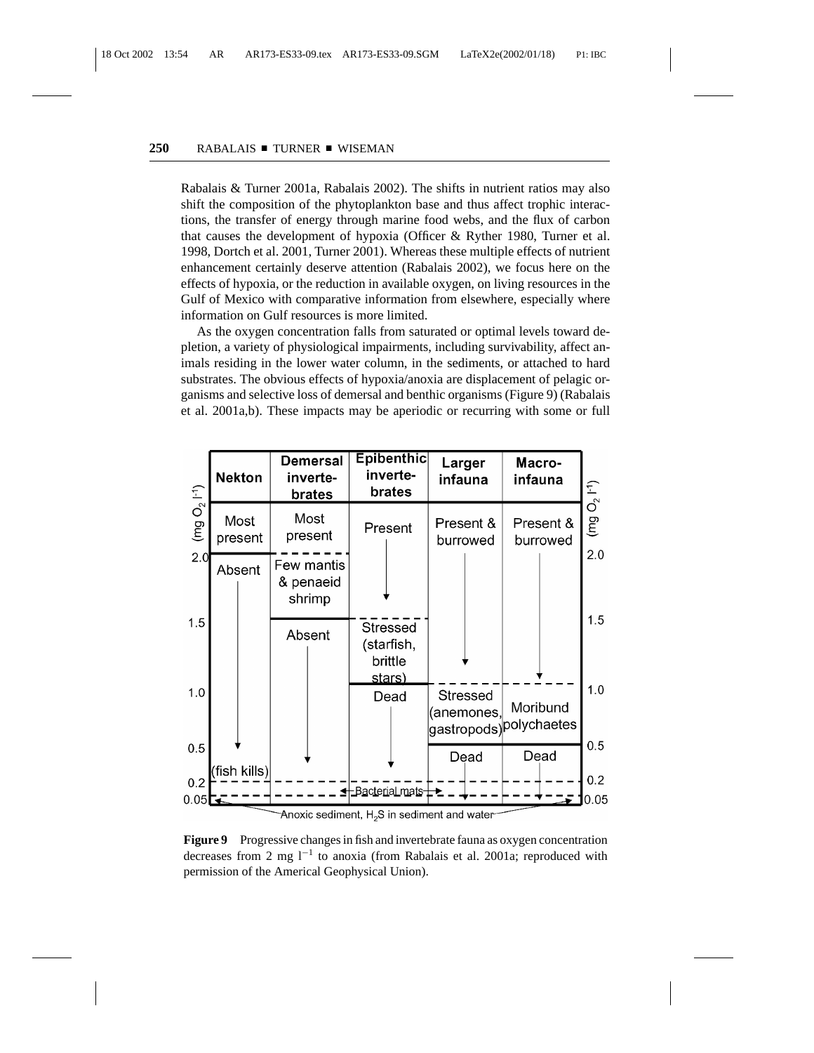Rabalais & Turner 2001a, Rabalais 2002). The shifts in nutrient ratios may also shift the composition of the phytoplankton base and thus affect trophic interactions, the transfer of energy through marine food webs, and the flux of carbon that causes the development of hypoxia (Officer & Ryther 1980, Turner et al. 1998, Dortch et al. 2001, Turner 2001). Whereas these multiple effects of nutrient enhancement certainly deserve attention (Rabalais 2002), we focus here on the effects of hypoxia, or the reduction in available oxygen, on living resources in the Gulf of Mexico with comparative information from elsewhere, especially where information on Gulf resources is more limited.

As the oxygen concentration falls from saturated or optimal levels toward depletion, a variety of physiological impairments, including survivability, affect animals residing in the lower water column, in the sediments, or attached to hard substrates. The obvious effects of hypoxia/anoxia are displacement of pelagic organisms and selective loss of demersal and benthic organisms (Figure 9) (Rabalais et al. 2001a,b). These impacts may be aperiodic or recurring with some or full

| (mg $O_2$ $l^{-1}$) | Nekton | Demersal invertebrates | Epibenthic invertebrates | Larger infauna | Macro-infauna |
|---|---|---|---|---|---|
| > 2.0 | Most present | Most present | Present | Present & burrowed | Present & burrowed |
| 2.0–1.5 | Absent | Few mantis & penaeid shrimp | ↓ | ↓ | ↓ |
| 1.5–1.0 | ↓ | Absent | Stressed (starfish, brittle stars) | ↓ | ↓ |
| 1.0–0.5 | ↓ | ↓ | Dead | Stressed (anemones, gastropods) | Moribund polychaetes |
| 0.5–0.2 | (fish kills) | ↓ | ↓ | Dead | Dead |
| 0.2–0.05 | Bacterial mats | | | | |
| < 0.05 | Anoxic sediment, $H_2S$ in sediment and water | | | | |

**Figure 9** Progressive changes in fish and invertebrate fauna as oxygen concentration decreases from 2 mg $l^{-1}$ to anoxia (from Rabalais et al. 2001a; reproduced with permission of the Americal Geophysical Union).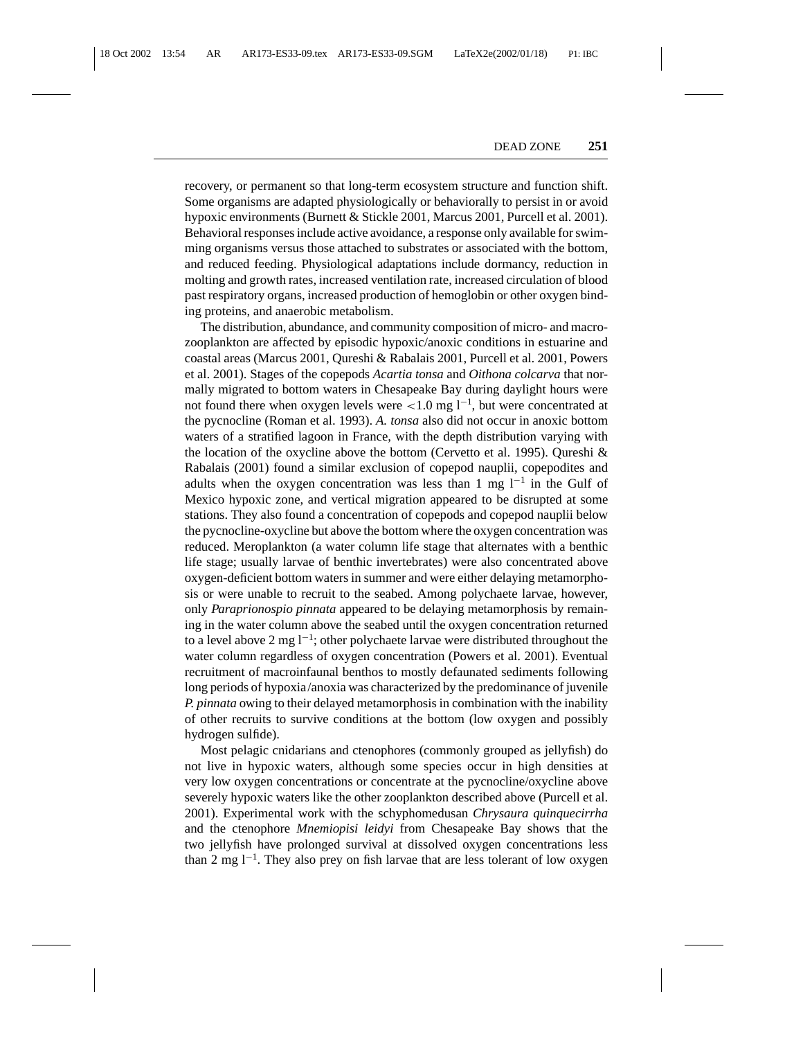recovery, or permanent so that long-term ecosystem structure and function shift. Some organisms are adapted physiologically or behaviorally to persist in or avoid hypoxic environments (Burnett & Stickle 2001, Marcus 2001, Purcell et al. 2001). Behavioral responses include active avoidance, a response only available for swimming organisms versus those attached to substrates or associated with the bottom, and reduced feeding. Physiological adaptations include dormancy, reduction in molting and growth rates, increased ventilation rate, increased circulation of blood past respiratory organs, increased production of hemoglobin or other oxygen binding proteins, and anaerobic metabolism.

The distribution, abundance, and community composition of micro- and macrozooplankton are affected by episodic hypoxic/anoxic conditions in estuarine and coastal areas (Marcus 2001, Qureshi & Rabalais 2001, Purcell et al. 2001, Powers et al. 2001). Stages of the copepods *Acartia tonsa* and *Oithona colcarva* that normally migrated to bottom waters in Chesapeake Bay during daylight hours were not found there when oxygen levels were $<1.0$ mg $l^{-1}$, but were concentrated at the pycnocline (Roman et al. 1993). *A. tonsa* also did not occur in anoxic bottom waters of a stratified lagoon in France, with the depth distribution varying with the location of the oxycline above the bottom (Cervetto et al. 1995). Qureshi & Rabalais (2001) found a similar exclusion of copepod nauplii, copepodites and adults when the oxygen concentration was less than 1 mg $l^{-1}$ in the Gulf of Mexico hypoxic zone, and vertical migration appeared to be disrupted at some stations. They also found a concentration of copepods and copepod nauplii below the pycnocline-oxycline but above the bottom where the oxygen concentration was reduced. Meroplankton (a water column life stage that alternates with a benthic life stage; usually larvae of benthic invertebrates) were also concentrated above oxygen-deficient bottom waters in summer and were either delaying metamorphosis or were unable to recruit to the seabed. Among polychaete larvae, however, only *Paraprionospio pinnata* appeared to be delaying metamorphosis by remaining in the water column above the seabed until the oxygen concentration returned to a level above 2 mg $l^{-1}$; other polychaete larvae were distributed throughout the water column regardless of oxygen concentration (Powers et al. 2001). Eventual recruitment of macroinfaunal benthos to mostly defaunated sediments following long periods of hypoxia/anoxia was characterized by the predominance of juvenile *P. pinnata* owing to their delayed metamorphosis in combination with the inability of other recruits to survive conditions at the bottom (low oxygen and possibly hydrogen sulfide).

Most pelagic cnidarians and ctenophores (commonly grouped as jellyfish) do not live in hypoxic waters, although some species occur in high densities at very low oxygen concentrations or concentrate at the pycnocline/oxycline above severely hypoxic waters like the other zooplankton described above (Purcell et al. 2001). Experimental work with the schyphomedusan *Chrysaura quinquecirrha* and the ctenophore *Mnemiopisi leidyi* from Chesapeake Bay shows that the two jellyfish have prolonged survival at dissolved oxygen concentrations less than 2 mg $l^{-1}$. They also prey on fish larvae that are less tolerant of low oxygen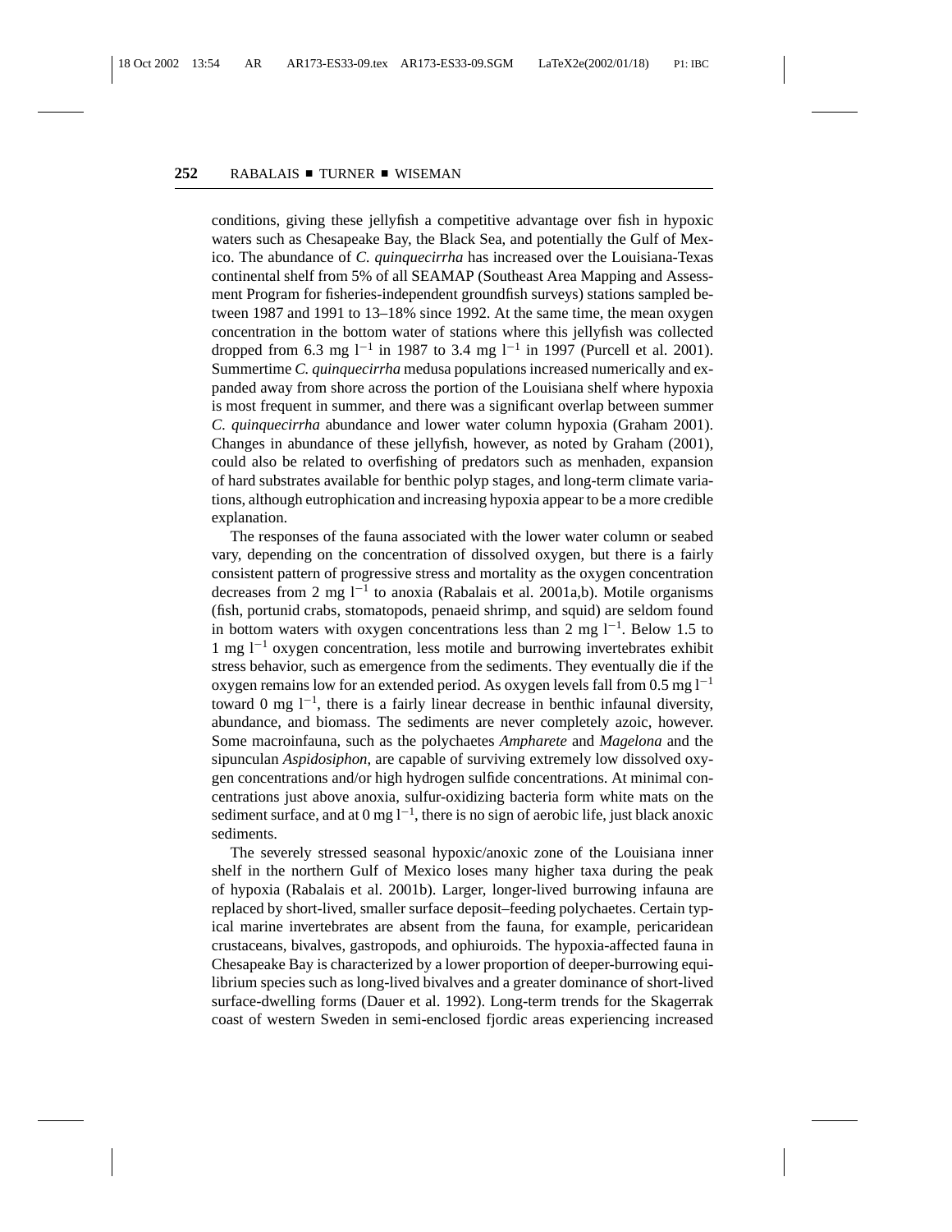conditions, giving these jellyfish a competitive advantage over fish in hypoxic waters such as Chesapeake Bay, the Black Sea, and potentially the Gulf of Mexico. The abundance of *C. quinquecirrha* has increased over the Louisiana-Texas continental shelf from 5% of all SEAMAP (Southeast Area Mapping and Assessment Program for fisheries-independent groundfish surveys) stations sampled between 1987 and 1991 to 13–18% since 1992. At the same time, the mean oxygen concentration in the bottom water of stations where this jellyfish was collected dropped from 6.3 mg $l^{-1}$ in 1987 to 3.4 mg $l^{-1}$ in 1997 (Purcell et al. 2001). Summertime *C. quinquecirrha* medusa populations increased numerically and expanded away from shore across the portion of the Louisiana shelf where hypoxia is most frequent in summer, and there was a significant overlap between summer *C. quinquecirrha* abundance and lower water column hypoxia (Graham 2001). Changes in abundance of these jellyfish, however, as noted by Graham (2001), could also be related to overfishing of predators such as menhaden, expansion of hard substrates available for benthic polyp stages, and long-term climate variations, although eutrophication and increasing hypoxia appear to be a more credible explanation.

The responses of the fauna associated with the lower water column or seabed vary, depending on the concentration of dissolved oxygen, but there is a fairly consistent pattern of progressive stress and mortality as the oxygen concentration decreases from 2 mg $l^{-1}$ to anoxia (Rabalais et al. 2001a,b). Motile organisms (fish, portunid crabs, stomatopods, penaeid shrimp, and squid) are seldom found in bottom waters with oxygen concentrations less than 2 mg $l^{-1}$. Below 1.5 to 1 mg $l^{-1}$ oxygen concentration, less motile and burrowing invertebrates exhibit stress behavior, such as emergence from the sediments. They eventually die if the oxygen remains low for an extended period. As oxygen levels fall from 0.5 mg $l^{-1}$ toward 0 mg $l^{-1}$, there is a fairly linear decrease in benthic infaunal diversity, abundance, and biomass. The sediments are never completely azoic, however. Some macroinfauna, such as the polychaetes *Ampharete* and *Magelona* and the sipunculan *Aspidosiphon*, are capable of surviving extremely low dissolved oxygen concentrations and/or high hydrogen sulfide concentrations. At minimal concentrations just above anoxia, sulfur-oxidizing bacteria form white mats on the sediment surface, and at 0 mg $l^{-1}$, there is no sign of aerobic life, just black anoxic sediments.

The severely stressed seasonal hypoxic/anoxic zone of the Louisiana inner shelf in the northern Gulf of Mexico loses many higher taxa during the peak of hypoxia (Rabalais et al. 2001b). Larger, longer-lived burrowing infauna are replaced by short-lived, smaller surface deposit–feeding polychaetes. Certain typical marine invertebrates are absent from the fauna, for example, pericaridean crustaceans, bivalves, gastropods, and ophiuroids. The hypoxia-affected fauna in Chesapeake Bay is characterized by a lower proportion of deeper-burrowing equilibrium species such as long-lived bivalves and a greater dominance of short-lived surface-dwelling forms (Dauer et al. 1992). Long-term trends for the Skagerrak coast of western Sweden in semi-enclosed fjordic areas experiencing increased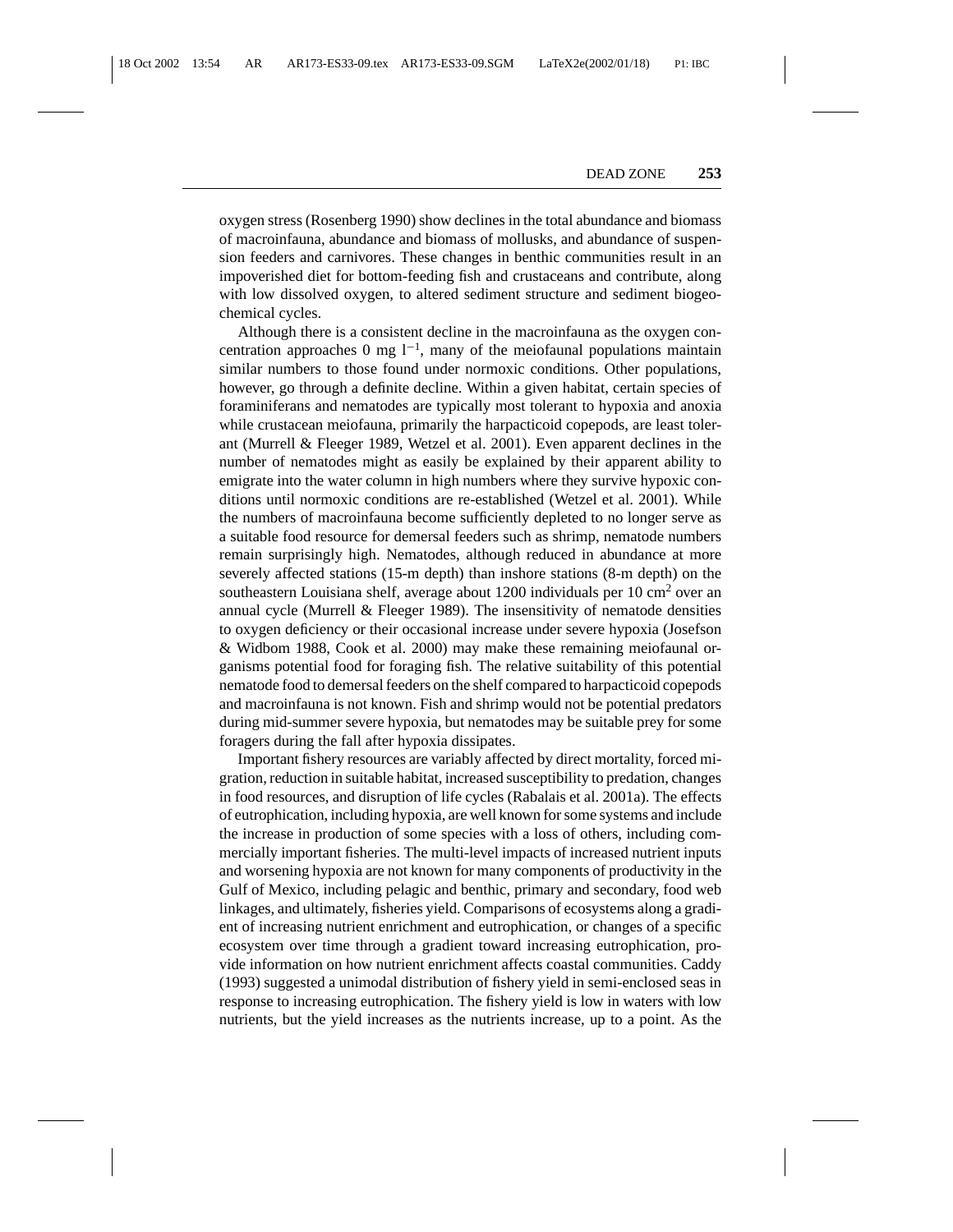oxygen stress (Rosenberg 1990) show declines in the total abundance and biomass of macroinfauna, abundance and biomass of mollusks, and abundance of suspension feeders and carnivores. These changes in benthic communities result in an impoverished diet for bottom-feeding fish and crustaceans and contribute, along with low dissolved oxygen, to altered sediment structure and sediment biogeochemical cycles.

Although there is a consistent decline in the macroinfauna as the oxygen concentration approaches 0 mg $l^{-1}$, many of the meiofaunal populations maintain similar numbers to those found under normoxic conditions. Other populations, however, go through a definite decline. Within a given habitat, certain species of foraminiferans and nematodes are typically most tolerant to hypoxia and anoxia while crustacean meiofauna, primarily the harpacticoid copepods, are least tolerant (Murrell & Fleeger 1989, Wetzel et al. 2001). Even apparent declines in the number of nematodes might as easily be explained by their apparent ability to emigrate into the water column in high numbers where they survive hypoxic conditions until normoxic conditions are re-established (Wetzel et al. 2001). While the numbers of macroinfauna become sufficiently depleted to no longer serve as a suitable food resource for demersal feeders such as shrimp, nematode numbers remain surprisingly high. Nematodes, although reduced in abundance at more severely affected stations (15-m depth) than inshore stations (8-m depth) on the southeastern Louisiana shelf, average about 1200 individuals per 10 $cm^2$ over an annual cycle (Murrell & Fleeger 1989). The insensitivity of nematode densities to oxygen deficiency or their occasional increase under severe hypoxia (Josefson & Widbom 1988, Cook et al. 2000) may make these remaining meiofaunal organisms potential food for foraging fish. The relative suitability of this potential nematode food to demersal feeders on the shelf compared to harpacticoid copepods and macroinfauna is not known. Fish and shrimp would not be potential predators during mid-summer severe hypoxia, but nematodes may be suitable prey for some foragers during the fall after hypoxia dissipates.

Important fishery resources are variably affected by direct mortality, forced migration, reduction in suitable habitat, increased susceptibility to predation, changes in food resources, and disruption of life cycles (Rabalais et al. 2001a). The effects of eutrophication, including hypoxia, are well known for some systems and include the increase in production of some species with a loss of others, including commercially important fisheries. The multi-level impacts of increased nutrient inputs and worsening hypoxia are not known for many components of productivity in the Gulf of Mexico, including pelagic and benthic, primary and secondary, food web linkages, and ultimately, fisheries yield. Comparisons of ecosystems along a gradient of increasing nutrient enrichment and eutrophication, or changes of a specific ecosystem over time through a gradient toward increasing eutrophication, provide information on how nutrient enrichment affects coastal communities. Caddy (1993) suggested a unimodal distribution of fishery yield in semi-enclosed seas in response to increasing eutrophication. The fishery yield is low in waters with low nutrients, but the yield increases as the nutrients increase, up to a point. As the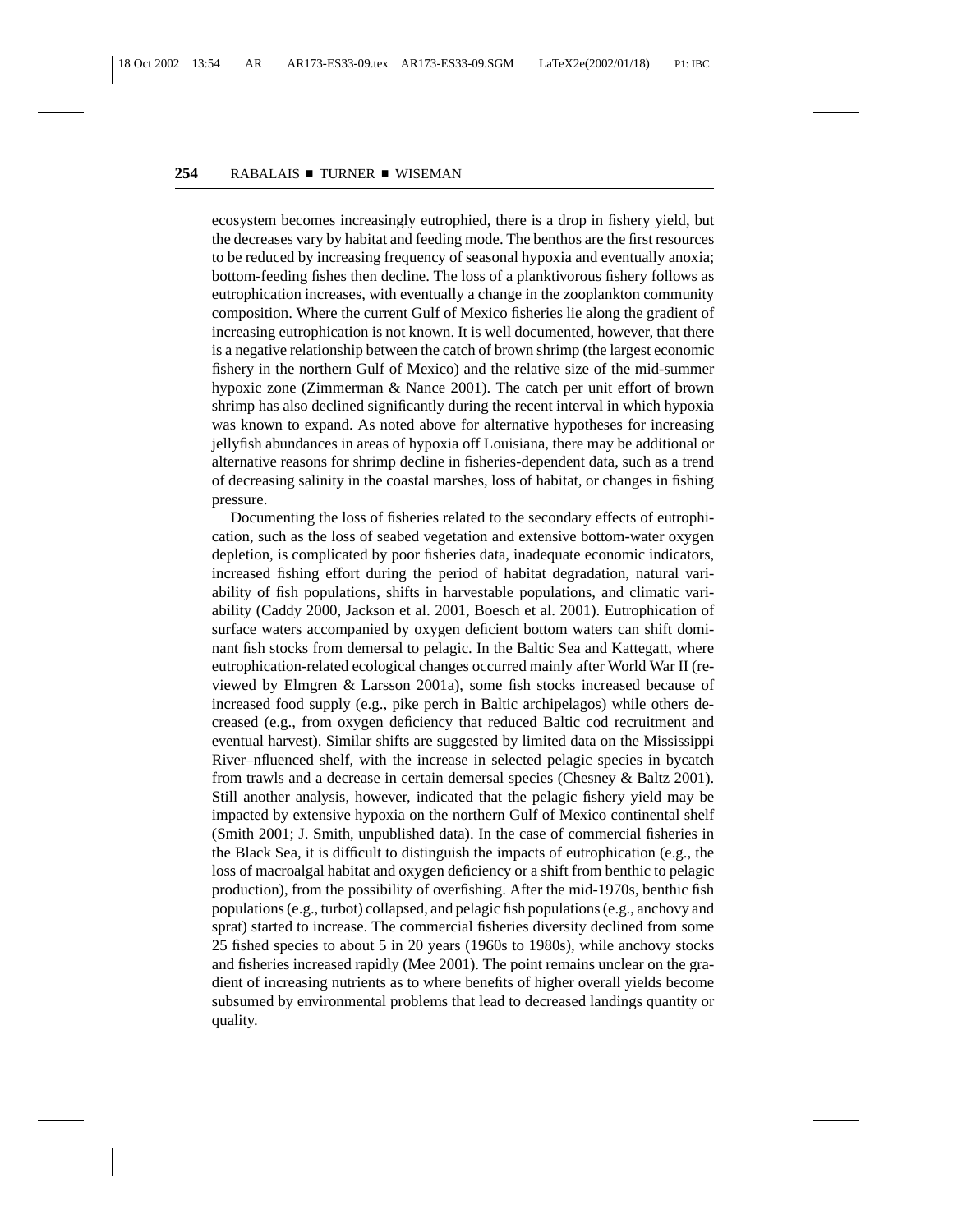ecosystem becomes increasingly eutrophied, there is a drop in fishery yield, but the decreases vary by habitat and feeding mode. The benthos are the first resources to be reduced by increasing frequency of seasonal hypoxia and eventually anoxia; bottom-feeding fishes then decline. The loss of a planktivorous fishery follows as eutrophication increases, with eventually a change in the zooplankton community composition. Where the current Gulf of Mexico fisheries lie along the gradient of increasing eutrophication is not known. It is well documented, however, that there is a negative relationship between the catch of brown shrimp (the largest economic fishery in the northern Gulf of Mexico) and the relative size of the mid-summer hypoxic zone (Zimmerman & Nance 2001). The catch per unit effort of brown shrimp has also declined significantly during the recent interval in which hypoxia was known to expand. As noted above for alternative hypotheses for increasing jellyfish abundances in areas of hypoxia off Louisiana, there may be additional or alternative reasons for shrimp decline in fisheries-dependent data, such as a trend of decreasing salinity in the coastal marshes, loss of habitat, or changes in fishing pressure.

Documenting the loss of fisheries related to the secondary effects of eutrophication, such as the loss of seabed vegetation and extensive bottom-water oxygen depletion, is complicated by poor fisheries data, inadequate economic indicators, increased fishing effort during the period of habitat degradation, natural variability of fish populations, shifts in harvestable populations, and climatic variability (Caddy 2000, Jackson et al. 2001, Boesch et al. 2001). Eutrophication of surface waters accompanied by oxygen deficient bottom waters can shift dominant fish stocks from demersal to pelagic. In the Baltic Sea and Kattegatt, where eutrophication-related ecological changes occurred mainly after World War II (reviewed by Elmgren & Larsson 2001a), some fish stocks increased because of increased food supply (e.g., pike perch in Baltic archipelagos) while others decreased (e.g., from oxygen deficiency that reduced Baltic cod recruitment and eventual harvest). Similar shifts are suggested by limited data on the Mississippi River–nfluenced shelf, with the increase in selected pelagic species in bycatch from trawls and a decrease in certain demersal species (Chesney & Baltz 2001). Still another analysis, however, indicated that the pelagic fishery yield may be impacted by extensive hypoxia on the northern Gulf of Mexico continental shelf (Smith 2001; J. Smith, unpublished data). In the case of commercial fisheries in the Black Sea, it is difficult to distinguish the impacts of eutrophication (e.g., the loss of macroalgal habitat and oxygen deficiency or a shift from benthic to pelagic production), from the possibility of overfishing. After the mid-1970s, benthic fish populations (e.g., turbot) collapsed, and pelagic fish populations (e.g., anchovy and sprat) started to increase. The commercial fisheries diversity declined from some 25 fished species to about 5 in 20 years (1960s to 1980s), while anchovy stocks and fisheries increased rapidly (Mee 2001). The point remains unclear on the gradient of increasing nutrients as to where benefits of higher overall yields become subsumed by environmental problems that lead to decreased landings quantity or quality.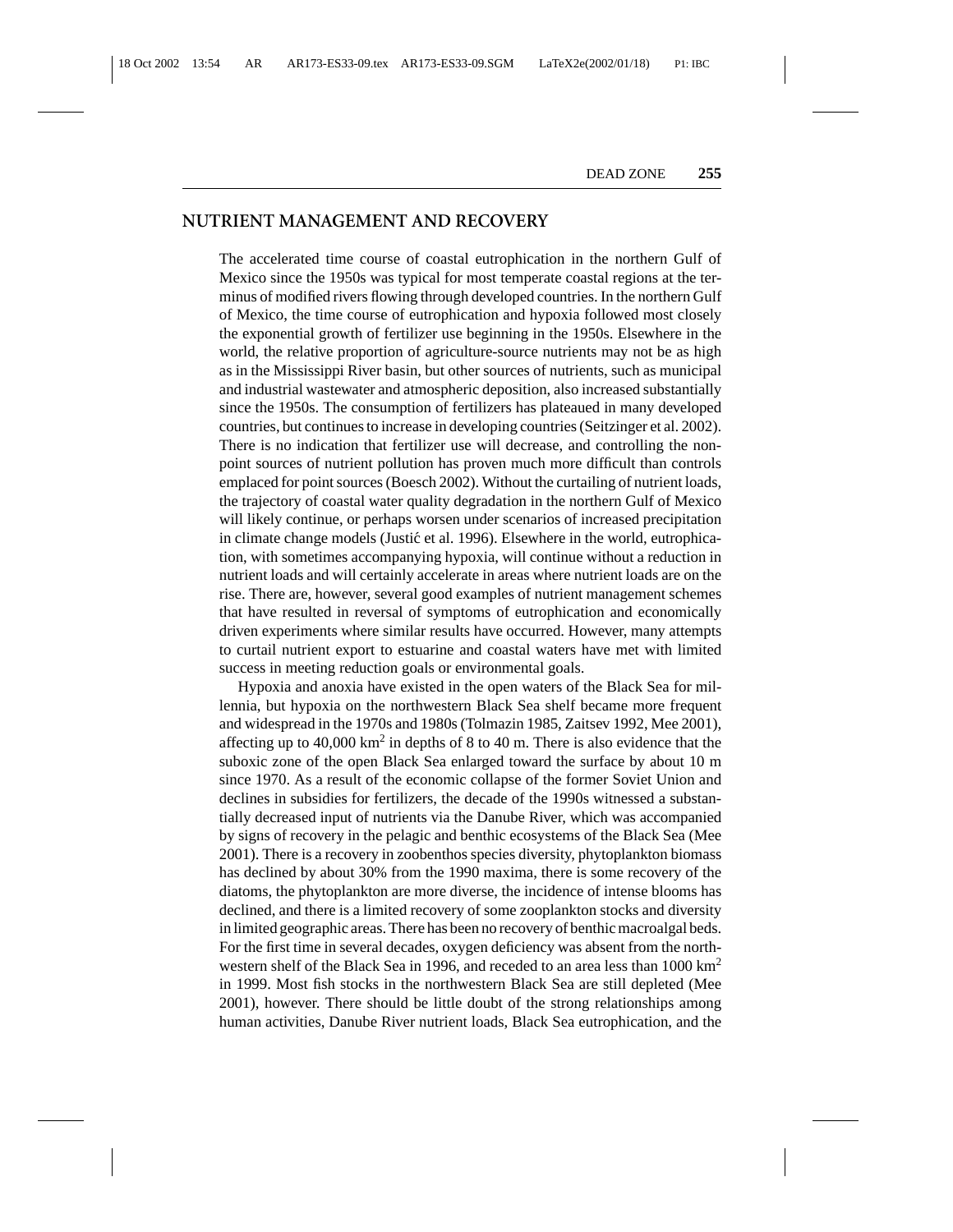## NUTRIENT MANAGEMENT AND RECOVERY

The accelerated time course of coastal eutrophication in the northern Gulf of Mexico since the 1950s was typical for most temperate coastal regions at the terminus of modified rivers flowing through developed countries. In the northern Gulf of Mexico, the time course of eutrophication and hypoxia followed most closely the exponential growth of fertilizer use beginning in the 1950s. Elsewhere in the world, the relative proportion of agriculture-source nutrients may not be as high as in the Mississippi River basin, but other sources of nutrients, such as municipal and industrial wastewater and atmospheric deposition, also increased substantially since the 1950s. The consumption of fertilizers has plateaued in many developed countries, but continues to increase in developing countries (Seitzinger et al. 2002). There is no indication that fertilizer use will decrease, and controlling the nonpoint sources of nutrient pollution has proven much more difficult than controls emplaced for point sources (Boesch 2002). Without the curtailing of nutrient loads, the trajectory of coastal water quality degradation in the northern Gulf of Mexico will likely continue, or perhaps worsen under scenarios of increased precipitation in climate change models (Justić et al. 1996). Elsewhere in the world, eutrophication, with sometimes accompanying hypoxia, will continue without a reduction in nutrient loads and will certainly accelerate in areas where nutrient loads are on the rise. There are, however, several good examples of nutrient management schemes that have resulted in reversal of symptoms of eutrophication and economically driven experiments where similar results have occurred. However, many attempts to curtail nutrient export to estuarine and coastal waters have met with limited success in meeting reduction goals or environmental goals.

Hypoxia and anoxia have existed in the open waters of the Black Sea for millennia, but hypoxia on the northwestern Black Sea shelf became more frequent and widespread in the 1970s and 1980s (Tolmazin 1985, Zaitsev 1992, Mee 2001), affecting up to 40,000 km$^2$ in depths of 8 to 40 m. There is also evidence that the suboxic zone of the open Black Sea enlarged toward the surface by about 10 m since 1970. As a result of the economic collapse of the former Soviet Union and declines in subsidies for fertilizers, the decade of the 1990s witnessed a substantially decreased input of nutrients via the Danube River, which was accompanied by signs of recovery in the pelagic and benthic ecosystems of the Black Sea (Mee 2001). There is a recovery in zoobenthos species diversity, phytoplankton biomass has declined by about 30% from the 1990 maxima, there is some recovery of the diatoms, the phytoplankton are more diverse, the incidence of intense blooms has declined, and there is a limited recovery of some zooplankton stocks and diversity in limited geographic areas. There has been no recovery of benthic macroalgal beds. For the first time in several decades, oxygen deficiency was absent from the northwestern shelf of the Black Sea in 1996, and receded to an area less than 1000 km$^2$ in 1999. Most fish stocks in the northwestern Black Sea are still depleted (Mee 2001), however. There should be little doubt of the strong relationships among human activities, Danube River nutrient loads, Black Sea eutrophication, and the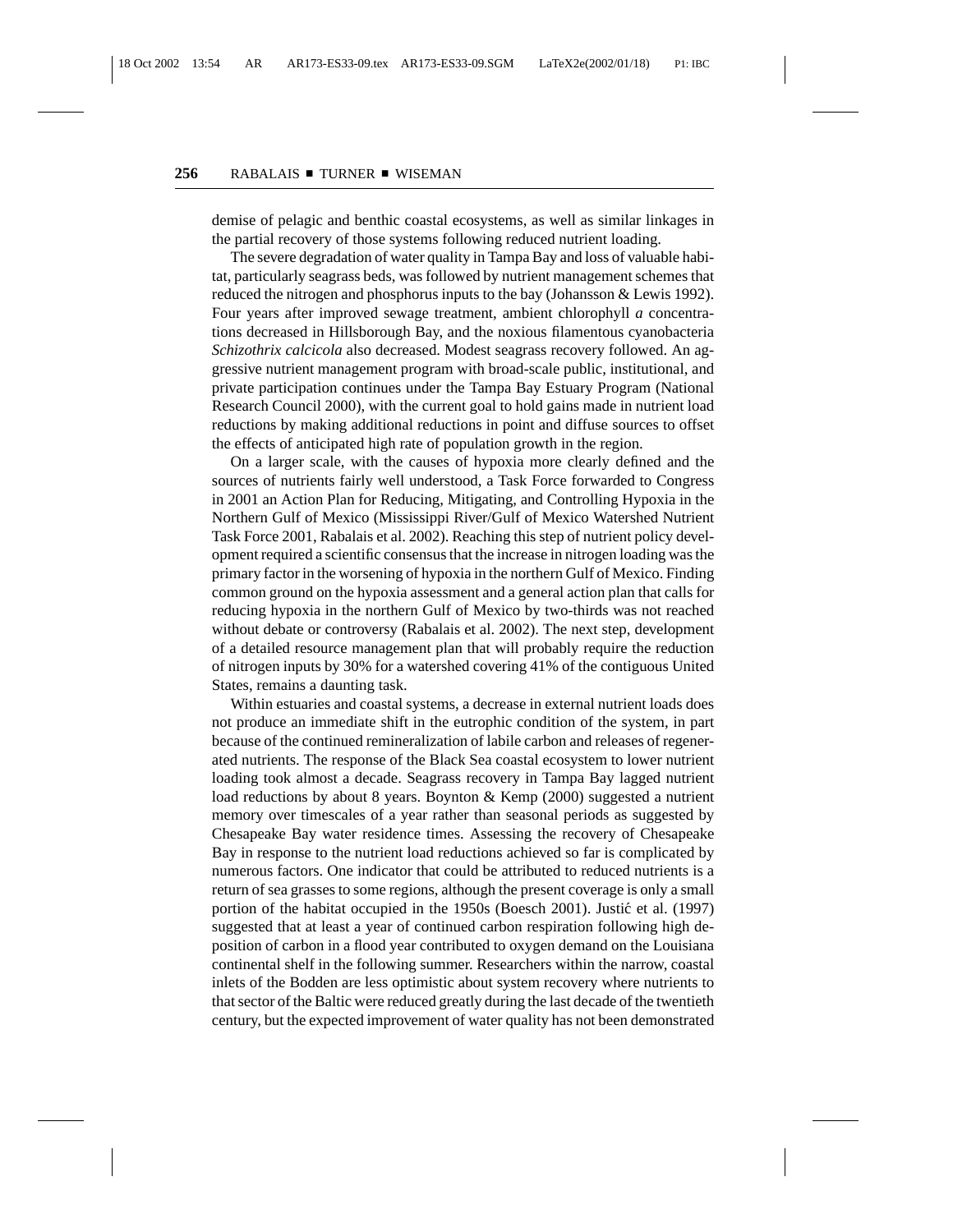demise of pelagic and benthic coastal ecosystems, as well as similar linkages in the partial recovery of those systems following reduced nutrient loading.

The severe degradation of water quality in Tampa Bay and loss of valuable habitat, particularly seagrass beds, was followed by nutrient management schemes that reduced the nitrogen and phosphorus inputs to the bay (Johansson & Lewis 1992). Four years after improved sewage treatment, ambient chlorophyll *a* concentrations decreased in Hillsborough Bay, and the noxious filamentous cyanobacteria *Schizothrix calcicola* also decreased. Modest seagrass recovery followed. An aggressive nutrient management program with broad-scale public, institutional, and private participation continues under the Tampa Bay Estuary Program (National Research Council 2000), with the current goal to hold gains made in nutrient load reductions by making additional reductions in point and diffuse sources to offset the effects of anticipated high rate of population growth in the region.

On a larger scale, with the causes of hypoxia more clearly defined and the sources of nutrients fairly well understood, a Task Force forwarded to Congress in 2001 an Action Plan for Reducing, Mitigating, and Controlling Hypoxia in the Northern Gulf of Mexico (Mississippi River/Gulf of Mexico Watershed Nutrient Task Force 2001, Rabalais et al. 2002). Reaching this step of nutrient policy development required a scientific consensus that the increase in nitrogen loading was the primary factor in the worsening of hypoxia in the northern Gulf of Mexico. Finding common ground on the hypoxia assessment and a general action plan that calls for reducing hypoxia in the northern Gulf of Mexico by two-thirds was not reached without debate or controversy (Rabalais et al. 2002). The next step, development of a detailed resource management plan that will probably require the reduction of nitrogen inputs by 30% for a watershed covering 41% of the contiguous United States, remains a daunting task.

Within estuaries and coastal systems, a decrease in external nutrient loads does not produce an immediate shift in the eutrophic condition of the system, in part because of the continued remineralization of labile carbon and releases of regenerated nutrients. The response of the Black Sea coastal ecosystem to lower nutrient loading took almost a decade. Seagrass recovery in Tampa Bay lagged nutrient load reductions by about 8 years. Boynton & Kemp (2000) suggested a nutrient memory over timescales of a year rather than seasonal periods as suggested by Chesapeake Bay water residence times. Assessing the recovery of Chesapeake Bay in response to the nutrient load reductions achieved so far is complicated by numerous factors. One indicator that could be attributed to reduced nutrients is a return of sea grasses to some regions, although the present coverage is only a small portion of the habitat occupied in the 1950s (Boesch 2001). Justić et al. (1997) suggested that at least a year of continued carbon respiration following high deposition of carbon in a flood year contributed to oxygen demand on the Louisiana continental shelf in the following summer. Researchers within the narrow, coastal inlets of the Bodden are less optimistic about system recovery where nutrients to that sector of the Baltic were reduced greatly during the last decade of the twentieth century, but the expected improvement of water quality has not been demonstrated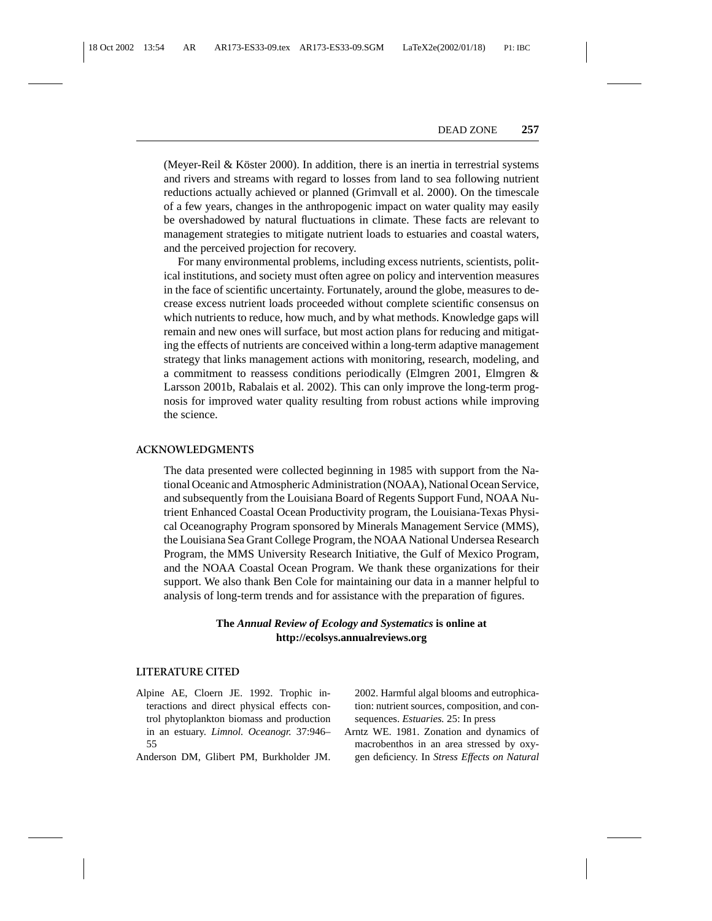(Meyer-Reil & Köster 2000). In addition, there is an inertia in terrestrial systems and rivers and streams with regard to losses from land to sea following nutrient reductions actually achieved or planned (Grimvall et al. 2000). On the timescale of a few years, changes in the anthropogenic impact on water quality may easily be overshadowed by natural fluctuations in climate. These facts are relevant to management strategies to mitigate nutrient loads to estuaries and coastal waters, and the perceived projection for recovery.

For many environmental problems, including excess nutrients, scientists, political institutions, and society must often agree on policy and intervention measures in the face of scientific uncertainty. Fortunately, around the globe, measures to decrease excess nutrient loads proceeded without complete scientific consensus on which nutrients to reduce, how much, and by what methods. Knowledge gaps will remain and new ones will surface, but most action plans for reducing and mitigating the effects of nutrients are conceived within a long-term adaptive management strategy that links management actions with monitoring, research, modeling, and a commitment to reassess conditions periodically (Elmgren 2001, Elmgren & Larsson 2001b, Rabalais et al. 2002). This can only improve the long-term prognosis for improved water quality resulting from robust actions while improving the science.

## ACKNOWLEDGMENTS

The data presented were collected beginning in 1985 with support from the National Oceanic and Atmospheric Administration (NOAA), National Ocean Service, and subsequently from the Louisiana Board of Regents Support Fund, NOAA Nutrient Enhanced Coastal Ocean Productivity program, the Louisiana-Texas Physical Oceanography Program sponsored by Minerals Management Service (MMS), the Louisiana Sea Grant College Program, the NOAA National Undersea Research Program, the MMS University Research Initiative, the Gulf of Mexico Program, and the NOAA Coastal Ocean Program. We thank these organizations for their support. We also thank Ben Cole for maintaining our data in a manner helpful to analysis of long-term trends and for assistance with the preparation of figures.

**The *Annual Review of Ecology and Systematics* is online at http://ecolsys.annualreviews.org**

## LITERATURE CITED

Alpine AE, Cloern JE. 1992. Trophic interactions and direct physical effects control phytoplankton biomass and production in an estuary. *Limnol. Oceanogr.* 37:946–55

Anderson DM, Glibert PM, Burkholder JM. 2002. Harmful algal blooms and eutrophication: nutrient sources, composition, and consequences. *Estuaries.* 25: In press

Arntz WE. 1981. Zonation and dynamics of macrobenthos in an area stressed by oxygen deficiency. In *Stress Effects on Natural*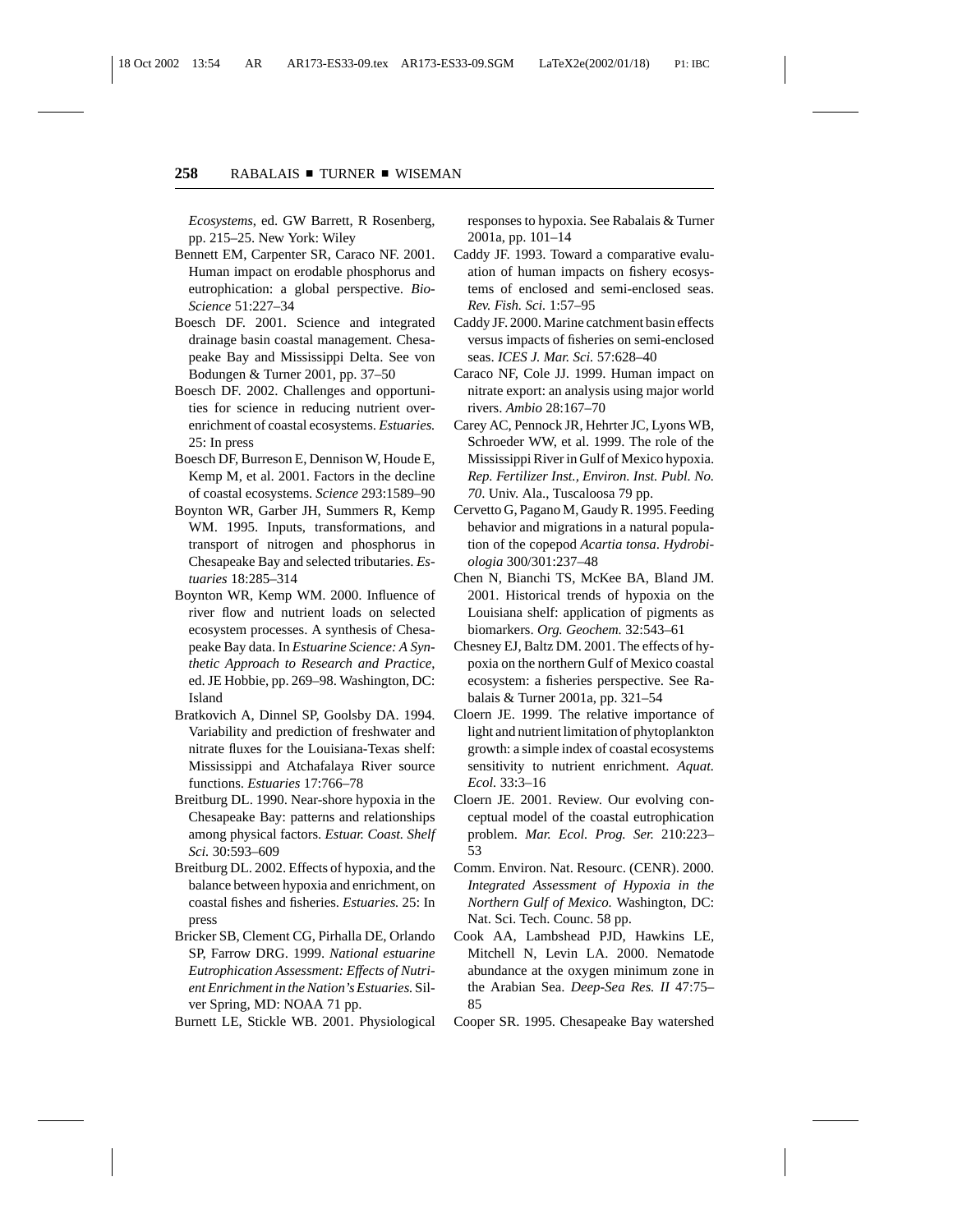*Ecosystems*, ed. GW Barrett, R Rosenberg, pp. 215–25. New York: Wiley

Bennett EM, Carpenter SR, Caraco NF. 2001. Human impact on erodable phosphorus and eutrophication: a global perspective. *BioScience* 51:227–34

Boesch DF. 2001. Science and integrated drainage basin coastal management. Chesapeake Bay and Mississippi Delta. See von Bodungen & Turner 2001, pp. 37–50

Boesch DF. 2002. Challenges and opportunities for science in reducing nutrient overenrichment of coastal ecosystems. *Estuaries.* 25: In press

Boesch DF, Burreson E, Dennison W, Houde E, Kemp M, et al. 2001. Factors in the decline of coastal ecosystems. *Science* 293:1589–90

Boynton WR, Garber JH, Summers R, Kemp WM. 1995. Inputs, transformations, and transport of nitrogen and phosphorus in Chesapeake Bay and selected tributaries. *Estuaries* 18:285–314

Boynton WR, Kemp WM. 2000. Influence of river flow and nutrient loads on selected ecosystem processes. A synthesis of Chesapeake Bay data. In *Estuarine Science: A Synthetic Approach to Research and Practice*, ed. JE Hobbie, pp. 269–98. Washington, DC: Island

Bratkovich A, Dinnel SP, Goolsby DA. 1994. Variability and prediction of freshwater and nitrate fluxes for the Louisiana-Texas shelf: Mississippi and Atchafalaya River source functions. *Estuaries* 17:766–78

Breitburg DL. 1990. Near-shore hypoxia in the Chesapeake Bay: patterns and relationships among physical factors. *Estuar. Coast. Shelf Sci.* 30:593–609

Breitburg DL. 2002. Effects of hypoxia, and the balance between hypoxia and enrichment, on coastal fishes and fisheries. *Estuaries.* 25: In press

Bricker SB, Clement CG, Pirhalla DE, Orlando SP, Farrow DRG. 1999. *National estuarine Eutrophication Assessment: Effects of Nutrient Enrichment in the Nation's Estuaries.* Silver Spring, MD: NOAA 71 pp.

Burnett LE, Stickle WB. 2001. Physiological responses to hypoxia. See Rabalais & Turner 2001a, pp. 101–14

Caddy JF. 1993. Toward a comparative evaluation of human impacts on fishery ecosystems of enclosed and semi-enclosed seas. *Rev. Fish. Sci.* 1:57–95

Caddy JF. 2000. Marine catchment basin effects versus impacts of fisheries on semi-enclosed seas. *ICES J. Mar. Sci.* 57:628–40

Caraco NF, Cole JJ. 1999. Human impact on nitrate export: an analysis using major world rivers. *Ambio* 28:167–70

Carey AC, Pennock JR, Hehrter JC, Lyons WB, Schroeder WW, et al. 1999. The role of the Mississippi River in Gulf of Mexico hypoxia. *Rep. Fertilizer Inst., Environ. Inst. Publ. No. 70*. Univ. Ala., Tuscaloosa 79 pp.

Cervetto G, Pagano M, Gaudy R. 1995. Feeding behavior and migrations in a natural population of the copepod *Acartia tonsa*. *Hydrobiologia* 300/301:237–48

Chen N, Bianchi TS, McKee BA, Bland JM. 2001. Historical trends of hypoxia on the Louisiana shelf: application of pigments as biomarkers. *Org. Geochem.* 32:543–61

Chesney EJ, Baltz DM. 2001. The effects of hypoxia on the northern Gulf of Mexico coastal ecosystem: a fisheries perspective. See Rabalais & Turner 2001a, pp. 321–54

Cloern JE. 1999. The relative importance of light and nutrient limitation of phytoplankton growth: a simple index of coastal ecosystems sensitivity to nutrient enrichment. *Aquat. Ecol.* 33:3–16

Cloern JE. 2001. Review. Our evolving conceptual model of the coastal eutrophication problem. *Mar. Ecol. Prog. Ser.* 210:223–53

Comm. Environ. Nat. Resourc. (CENR). 2000. *Integrated Assessment of Hypoxia in the Northern Gulf of Mexico.* Washington, DC: Nat. Sci. Tech. Counc. 58 pp.

Cook AA, Lambshead PJD, Hawkins LE, Mitchell N, Levin LA. 2000. Nematode abundance at the oxygen minimum zone in the Arabian Sea. *Deep-Sea Res. II* 47:75–85

Cooper SR. 1995. Chesapeake Bay watershed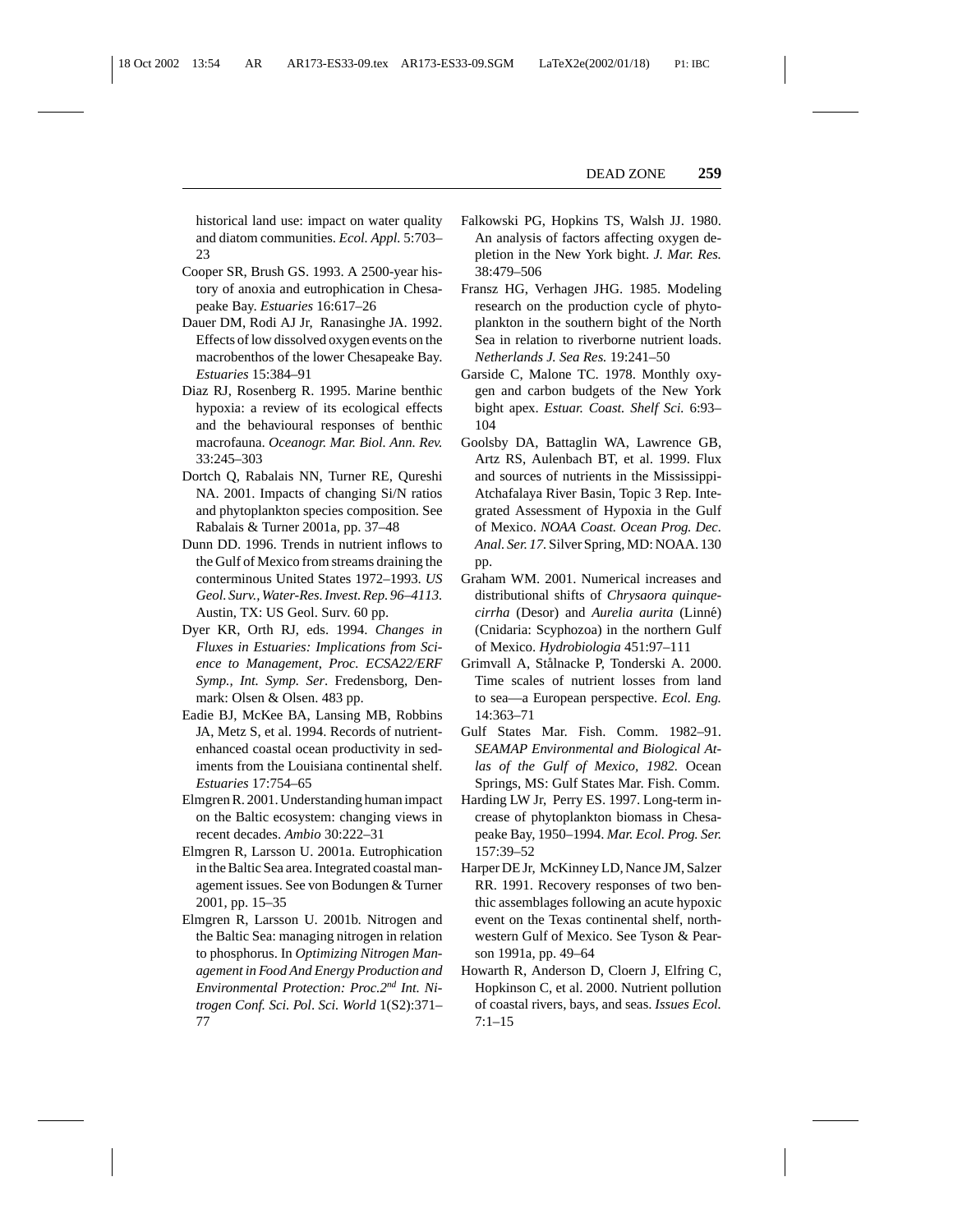historical land use: impact on water quality and diatom communities. *Ecol. Appl.* 5:703–23

Cooper SR, Brush GS. 1993. A 2500-year history of anoxia and eutrophication in Chesapeake Bay. *Estuaries* 16:617–26

Dauer DM, Rodi AJ Jr, Ranasinghe JA. 1992. Effects of low dissolved oxygen events on the macrobenthos of the lower Chesapeake Bay. *Estuaries* 15:384–91

Diaz RJ, Rosenberg R. 1995. Marine benthic hypoxia: a review of its ecological effects and the behavioural responses of benthic macrofauna. *Oceanogr. Mar. Biol. Ann. Rev.* 33:245–303

Dortch Q, Rabalais NN, Turner RE, Qureshi NA. 2001. Impacts of changing Si/N ratios and phytoplankton species composition. See Rabalais & Turner 2001a, pp. 37–48

Dunn DD. 1996. Trends in nutrient inflows to the Gulf of Mexico from streams draining the conterminous United States 1972–1993. *US Geol. Surv., Water-Res. Invest. Rep. 96–4113*. Austin, TX: US Geol. Surv. 60 pp.

Dyer KR, Orth RJ, eds. 1994. *Changes in Fluxes in Estuaries: Implications from Science to Management, Proc. ECSA22/ERF Symp., Int. Symp. Ser*. Fredensborg, Denmark: Olsen & Olsen. 483 pp.

Eadie BJ, McKee BA, Lansing MB, Robbins JA, Metz S, et al. 1994. Records of nutrient-enhanced coastal ocean productivity in sediments from the Louisiana continental shelf. *Estuaries* 17:754–65

Elmgren R. 2001. Understanding human impact on the Baltic ecosystem: changing views in recent decades. *Ambio* 30:222–31

Elmgren R, Larsson U. 2001a. Eutrophication in the Baltic Sea area. Integrated coastal management issues. See von Bodungen & Turner 2001, pp. 15–35

Elmgren R, Larsson U. 2001b. Nitrogen and the Baltic Sea: managing nitrogen in relation to phosphorus. In *Optimizing Nitrogen Management in Food And Energy Production and Environmental Protection: Proc.2nd Int. Nitrogen Conf. Sci. Pol. Sci. World* 1(S2):371–77

Falkowski PG, Hopkins TS, Walsh JJ. 1980. An analysis of factors affecting oxygen depletion in the New York bight. *J. Mar. Res.* 38:479–506

Fransz HG, Verhagen JHG. 1985. Modeling research on the production cycle of phytoplankton in the southern bight of the North Sea in relation to riverborne nutrient loads. *Netherlands J. Sea Res.* 19:241–50

Garside C, Malone TC. 1978. Monthly oxygen and carbon budgets of the New York bight apex. *Estuar. Coast. Shelf Sci.* 6:93–104

Goolsby DA, Battaglin WA, Lawrence GB, Artz RS, Aulenbach BT, et al. 1999. Flux and sources of nutrients in the Mississippi-Atchafalaya River Basin, Topic 3 Rep. Integrated Assessment of Hypoxia in the Gulf of Mexico. *NOAA Coast. Ocean Prog. Dec. Anal. Ser. 17*. Silver Spring, MD: NOAA. 130 pp.

Graham WM. 2001. Numerical increases and distributional shifts of *Chrysaora quinquecirrha* (Desor) and *Aurelia aurita* (Linné) (Cnidaria: Scyphozoa) in the northern Gulf of Mexico. *Hydrobiologia* 451:97–111

Grimvall A, Stålnacke P, Tonderski A. 2000. Time scales of nutrient losses from land to sea—a European perspective. *Ecol. Eng.* 14:363–71

Gulf States Mar. Fish. Comm. 1982–91. *SEAMAP Environmental and Biological Atlas of the Gulf of Mexico, 1982*. Ocean Springs, MS: Gulf States Mar. Fish. Comm.

Harding LW Jr, Perry ES. 1997. Long-term increase of phytoplankton biomass in Chesapeake Bay, 1950–1994. *Mar. Ecol. Prog. Ser.* 157:39–52

Harper DE Jr, McKinney LD, Nance JM, Salzer RR. 1991. Recovery responses of two benthic assemblages following an acute hypoxic event on the Texas continental shelf, northwestern Gulf of Mexico. See Tyson & Pearson 1991a, pp. 49–64

Howarth R, Anderson D, Cloern J, Elfring C, Hopkinson C, et al. 2000. Nutrient pollution of coastal rivers, bays, and seas. *Issues Ecol.* 7:1–15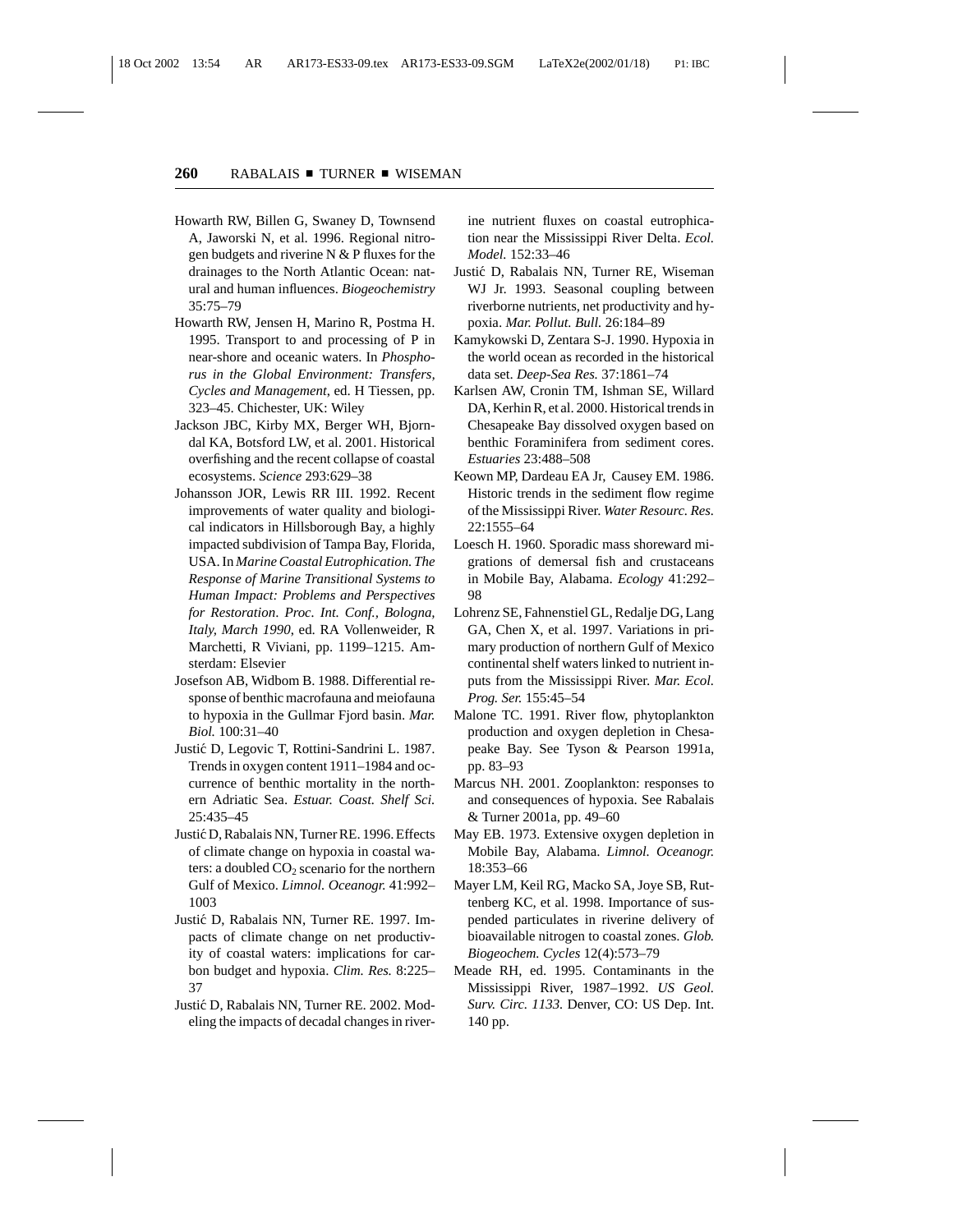Howarth RW, Billen G, Swaney D, Townsend A, Jaworski N, et al. 1996. Regional nitrogen budgets and riverine N & P fluxes for the drainages to the North Atlantic Ocean: natural and human influences. *Biogeochemistry* 35:75–79

Howarth RW, Jensen H, Marino R, Postma H. 1995. Transport to and processing of P in near-shore and oceanic waters. In *Phosphorus in the Global Environment: Transfers, Cycles and Management*, ed. H Tiessen, pp. 323–45. Chichester, UK: Wiley

Jackson JBC, Kirby MX, Berger WH, Bjorndal KA, Botsford LW, et al. 2001. Historical overfishing and the recent collapse of coastal ecosystems. *Science* 293:629–38

Johansson JOR, Lewis RR III. 1992. Recent improvements of water quality and biological indicators in Hillsborough Bay, a highly impacted subdivision of Tampa Bay, Florida, USA. In *Marine Coastal Eutrophication. The Response of Marine Transitional Systems to Human Impact: Problems and Perspectives for Restoration. Proc. Int. Conf., Bologna, Italy, March 1990*, ed. RA Vollenweider, R Marchetti, R Viviani, pp. 1199–1215. Amsterdam: Elsevier

Josefson AB, Widbom B. 1988. Differential response of benthic macrofauna and meiofauna to hypoxia in the Gullmar Fjord basin. *Mar. Biol.* 100:31–40

Justić D, Legovic T, Rottini-Sandrini L. 1987. Trends in oxygen content 1911–1984 and occurrence of benthic mortality in the northern Adriatic Sea. *Estuar. Coast. Shelf Sci.* 25:435–45

Justić D, Rabalais NN, Turner RE. 1996. Effects of climate change on hypoxia in coastal waters: a doubled $CO_2$ scenario for the northern Gulf of Mexico. *Limnol. Oceanogr.* 41:992–1003

Justić D, Rabalais NN, Turner RE. 1997. Impacts of climate change on net productivity of coastal waters: implications for carbon budget and hypoxia. *Clim. Res.* 8:225–37

Justić D, Rabalais NN, Turner RE. 2002. Modeling the impacts of decadal changes in riverine nutrient fluxes on coastal eutrophication near the Mississippi River Delta. *Ecol. Model.* 152:33–46

Justić D, Rabalais NN, Turner RE, Wiseman WJ Jr. 1993. Seasonal coupling between riverborne nutrients, net productivity and hypoxia. *Mar. Pollut. Bull.* 26:184–89

Kamykowski D, Zentara S-J. 1990. Hypoxia in the world ocean as recorded in the historical data set. *Deep-Sea Res.* 37:1861–74

Karlsen AW, Cronin TM, Ishman SE, Willard DA, Kerhin R, et al. 2000. Historical trends in Chesapeake Bay dissolved oxygen based on benthic Foraminifera from sediment cores. *Estuaries* 23:488–508

Keown MP, Dardeau EA Jr, Causey EM. 1986. Historic trends in the sediment flow regime of the Mississippi River. *Water Resourc. Res.* 22:1555–64

Loesch H. 1960. Sporadic mass shoreward migrations of demersal fish and crustaceans in Mobile Bay, Alabama. *Ecology* 41:292–98

Lohrenz SE, Fahnenstiel GL, Redalje DG, Lang GA, Chen X, et al. 1997. Variations in primary production of northern Gulf of Mexico continental shelf waters linked to nutrient inputs from the Mississippi River. *Mar. Ecol. Prog. Ser.* 155:45–54

Malone TC. 1991. River flow, phytoplankton production and oxygen depletion in Chesapeake Bay. See Tyson & Pearson 1991a, pp. 83–93

Marcus NH. 2001. Zooplankton: responses to and consequences of hypoxia. See Rabalais & Turner 2001a, pp. 49–60

May EB. 1973. Extensive oxygen depletion in Mobile Bay, Alabama. *Limnol. Oceanogr.* 18:353–66

Mayer LM, Keil RG, Macko SA, Joye SB, Ruttenberg KC, et al. 1998. Importance of suspended particulates in riverine delivery of bioavailable nitrogen to coastal zones. *Glob. Biogeochem. Cycles* 12(4):573–79

Meade RH, ed. 1995. Contaminants in the Mississippi River, 1987–1992. *US Geol. Surv. Circ. 1133*. Denver, CO: US Dep. Int. 140 pp.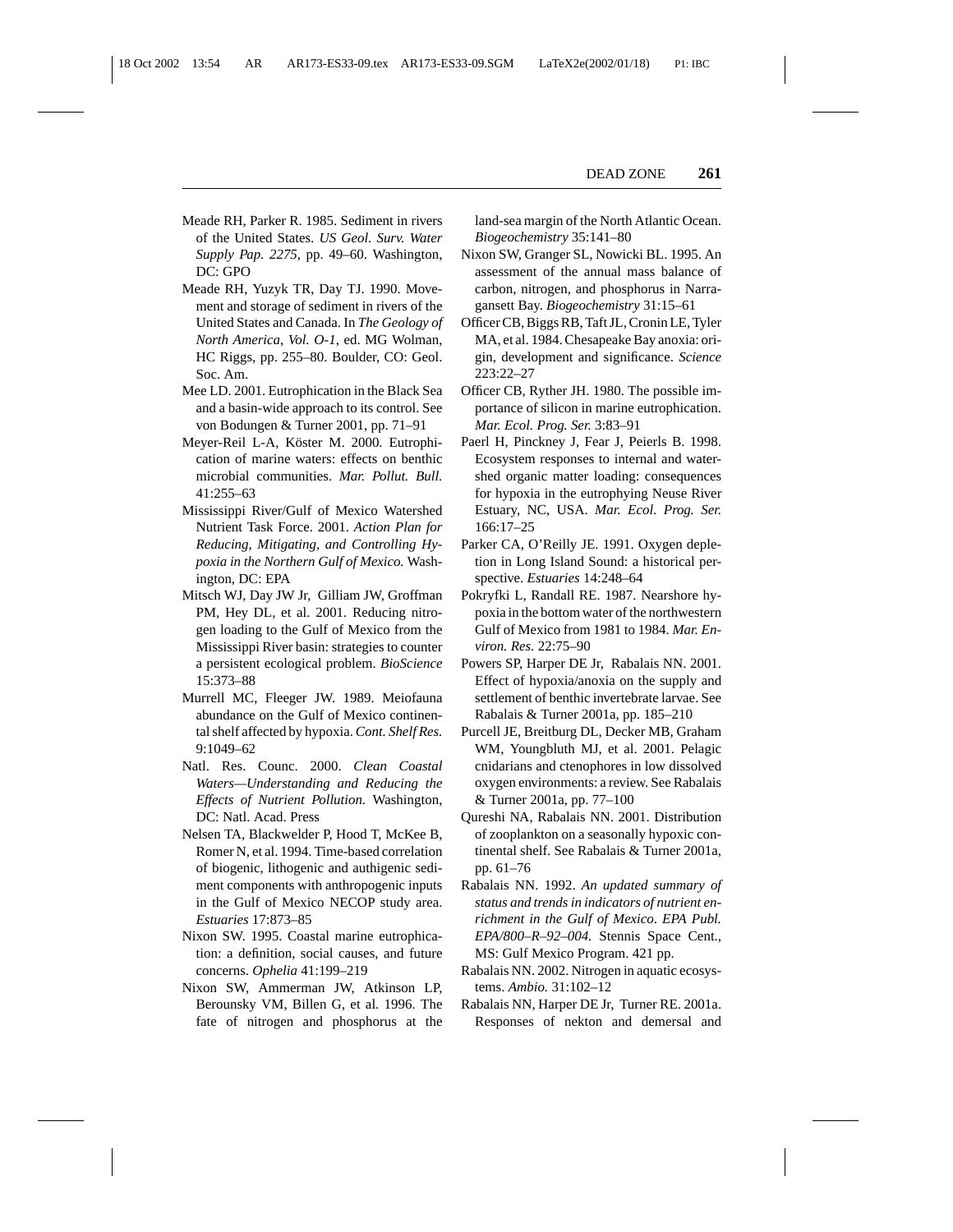Meade RH, Parker R. 1985. Sediment in rivers of the United States. *US Geol. Surv. Water Supply Pap. 2275*, pp. 49–60. Washington, DC: GPO

Meade RH, Yuzyk TR, Day TJ. 1990. Movement and storage of sediment in rivers of the United States and Canada. In *The Geology of North America, Vol. O-1*, ed. MG Wolman, HC Riggs, pp. 255–80. Boulder, CO: Geol. Soc. Am.

Mee LD. 2001. Eutrophication in the Black Sea and a basin-wide approach to its control. See von Bodungen & Turner 2001, pp. 71–91

Meyer-Reil L-A, Köster M. 2000. Eutrophication of marine waters: effects on benthic microbial communities. *Mar. Pollut. Bull.* 41:255–63

Mississippi River/Gulf of Mexico Watershed Nutrient Task Force. 2001. *Action Plan for Reducing, Mitigating, and Controlling Hypoxia in the Northern Gulf of Mexico.* Washington, DC: EPA

Mitsch WJ, Day JW Jr, Gilliam JW, Groffman PM, Hey DL, et al. 2001. Reducing nitrogen loading to the Gulf of Mexico from the Mississippi River basin: strategies to counter a persistent ecological problem. *BioScience* 15:373–88

Murrell MC, Fleeger JW. 1989. Meiofauna abundance on the Gulf of Mexico continental shelf affected by hypoxia. *Cont. Shelf Res.* 9:1049–62

Natl. Res. Counc. 2000. *Clean Coastal Waters—Understanding and Reducing the Effects of Nutrient Pollution.* Washington, DC: Natl. Acad. Press

Nelsen TA, Blackwelder P, Hood T, McKee B, Romer N, et al. 1994. Time-based correlation of biogenic, lithogenic and authigenic sediment components with anthropogenic inputs in the Gulf of Mexico NECOP study area. *Estuaries* 17:873–85

Nixon SW. 1995. Coastal marine eutrophication: a definition, social causes, and future concerns. *Ophelia* 41:199–219

Nixon SW, Ammerman JW, Atkinson LP, Berounsky VM, Billen G, et al. 1996. The fate of nitrogen and phosphorus at the land-sea margin of the North Atlantic Ocean. *Biogeochemistry* 35:141–80

Nixon SW, Granger SL, Nowicki BL. 1995. An assessment of the annual mass balance of carbon, nitrogen, and phosphorus in Narragansett Bay. *Biogeochemistry* 31:15–61

Officer CB, Biggs RB, Taft JL, Cronin LE, Tyler MA, et al. 1984. Chesapeake Bay anoxia: origin, development and significance. *Science* 223:22–27

Officer CB, Ryther JH. 1980. The possible importance of silicon in marine eutrophication. *Mar. Ecol. Prog. Ser.* 3:83–91

Paerl H, Pinckney J, Fear J, Peierls B. 1998. Ecosystem responses to internal and watershed organic matter loading: consequences for hypoxia in the eutrophying Neuse River Estuary, NC, USA. *Mar. Ecol. Prog. Ser.* 166:17–25

Parker CA, O'Reilly JE. 1991. Oxygen depletion in Long Island Sound: a historical perspective. *Estuaries* 14:248–64

Pokryfki L, Randall RE. 1987. Nearshore hypoxia in the bottom water of the northwestern Gulf of Mexico from 1981 to 1984. *Mar. Environ. Res.* 22:75–90

Powers SP, Harper DE Jr, Rabalais NN. 2001. Effect of hypoxia/anoxia on the supply and settlement of benthic invertebrate larvae. See Rabalais & Turner 2001a, pp. 185–210

Purcell JE, Breitburg DL, Decker MB, Graham WM, Youngbluth MJ, et al. 2001. Pelagic cnidarians and ctenophores in low dissolved oxygen environments: a review. See Rabalais & Turner 2001a, pp. 77–100

Qureshi NA, Rabalais NN. 2001. Distribution of zooplankton on a seasonally hypoxic continental shelf. See Rabalais & Turner 2001a, pp. 61–76

Rabalais NN. 1992. *An updated summary of status and trends in indicators of nutrient enrichment in the Gulf of Mexico*. *EPA Publ. EPA/800–R–92–004.* Stennis Space Cent., MS: Gulf Mexico Program. 421 pp.

Rabalais NN. 2002. Nitrogen in aquatic ecosystems. *Ambio.* 31:102–12

Rabalais NN, Harper DE Jr, Turner RE. 2001a. Responses of nekton and demersal and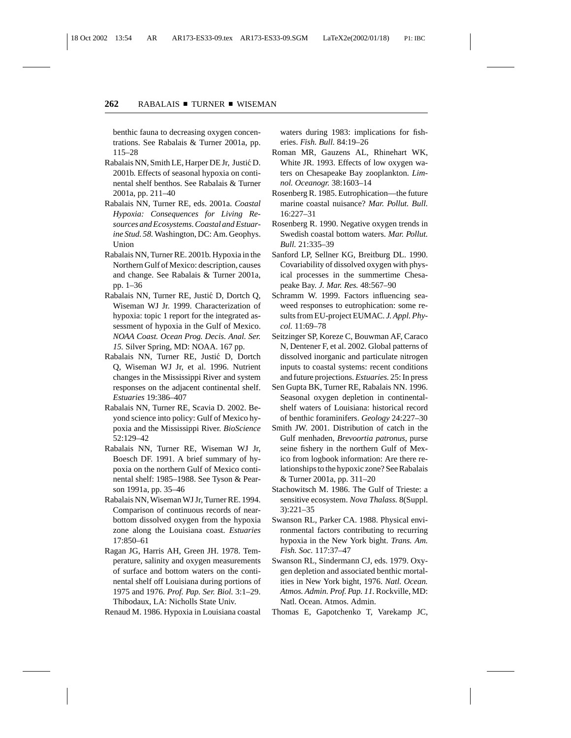benthic fauna to decreasing oxygen concentrations. See Rabalais & Turner 2001a, pp. 115–28

Rabalais NN, Smith LE, Harper DE Jr, Justić D. 2001b. Effects of seasonal hypoxia on continental shelf benthos. See Rabalais & Turner 2001a, pp. 211–40

Rabalais NN, Turner RE, eds. 2001a. *Coastal Hypoxia: Consequences for Living Resources and Ecosystems. Coastal and Estuarine Stud. 58*. Washington, DC: Am. Geophys. Union

Rabalais NN, Turner RE. 2001b. Hypoxia in the Northern Gulf of Mexico: description, causes and change. See Rabalais & Turner 2001a, pp. 1–36

Rabalais NN, Turner RE, Justić D, Dortch Q, Wiseman WJ Jr. 1999. Characterization of hypoxia: topic 1 report for the integrated assessment of hypoxia in the Gulf of Mexico. *NOAA Coast. Ocean Prog. Decis. Anal. Ser. 15*. Silver Spring, MD: NOAA. 167 pp.

Rabalais NN, Turner RE, Justić D, Dortch Q, Wiseman WJ Jr, et al. 1996. Nutrient changes in the Mississippi River and system responses on the adjacent continental shelf. *Estuaries* 19:386–407

Rabalais NN, Turner RE, Scavia D. 2002. Beyond science into policy: Gulf of Mexico hypoxia and the Mississippi River. *BioScience* 52:129–42

Rabalais NN, Turner RE, Wiseman WJ Jr, Boesch DF. 1991. A brief summary of hypoxia on the northern Gulf of Mexico continental shelf: 1985–1988. See Tyson & Pearson 1991a, pp. 35–46

Rabalais NN, Wiseman WJ Jr, Turner RE. 1994. Comparison of continuous records of near-bottom dissolved oxygen from the hypoxia zone along the Louisiana coast. *Estuaries* 17:850–61

Ragan JG, Harris AH, Green JH. 1978. Temperature, salinity and oxygen measurements of surface and bottom waters on the continental shelf off Louisiana during portions of 1975 and 1976. *Prof. Pap. Ser. Biol.* 3:1–29. Thibodaux, LA: Nicholls State Univ.

Renaud M. 1986. Hypoxia in Louisiana coastal waters during 1983: implications for fisheries. *Fish. Bull.* 84:19–26

Roman MR, Gauzens AL, Rhinehart WK, White JR. 1993. Effects of low oxygen waters on Chesapeake Bay zooplankton. *Limnol. Oceanogr.* 38:1603–14

Rosenberg R. 1985. Eutrophication—the future marine coastal nuisance? *Mar. Pollut. Bull.* 16:227–31

Rosenberg R. 1990. Negative oxygen trends in Swedish coastal bottom waters. *Mar. Pollut. Bull.* 21:335–39

Sanford LP, Sellner KG, Breitburg DL. 1990. Covariability of dissolved oxygen with physical processes in the summertime Chesapeake Bay. *J. Mar. Res.* 48:567–90

Schramm W. 1999. Factors influencing seaweed responses to eutrophication: some results from EU-project EUMAC. *J. Appl. Phycol.* 11:69–78

Seitzinger SP, Koreze C, Bouwman AF, Caraco N, Dentener F, et al. 2002. Global patterns of dissolved inorganic and particulate nitrogen inputs to coastal systems: recent conditions and future projections. *Estuaries*. 25: In press

Sen Gupta BK, Turner RE, Rabalais NN. 1996. Seasonal oxygen depletion in continental-shelf waters of Louisiana: historical record of benthic foraminifers. *Geology* 24:227–30

Smith JW. 2001. Distribution of catch in the Gulf menhaden, *Brevoortia patronus*, purse seine fishery in the northern Gulf of Mexico from logbook information: Are there relationships to the hypoxic zone? See Rabalais & Turner 2001a, pp. 311–20

Stachowitsch M. 1986. The Gulf of Trieste: a sensitive ecosystem. *Nova Thalass.* 8(Suppl. 3):221–35

Swanson RL, Parker CA. 1988. Physical environmental factors contributing to recurring hypoxia in the New York bight. *Trans. Am. Fish. Soc.* 117:37–47

Swanson RL, Sindermann CJ, eds. 1979. Oxygen depletion and associated benthic mortalities in New York bight, 1976. *Natl. Ocean. Atmos. Admin. Prof. Pap. 11*. Rockville, MD: Natl. Ocean. Atmos. Admin.

Thomas E, Gapotchenko T, Varekamp JC,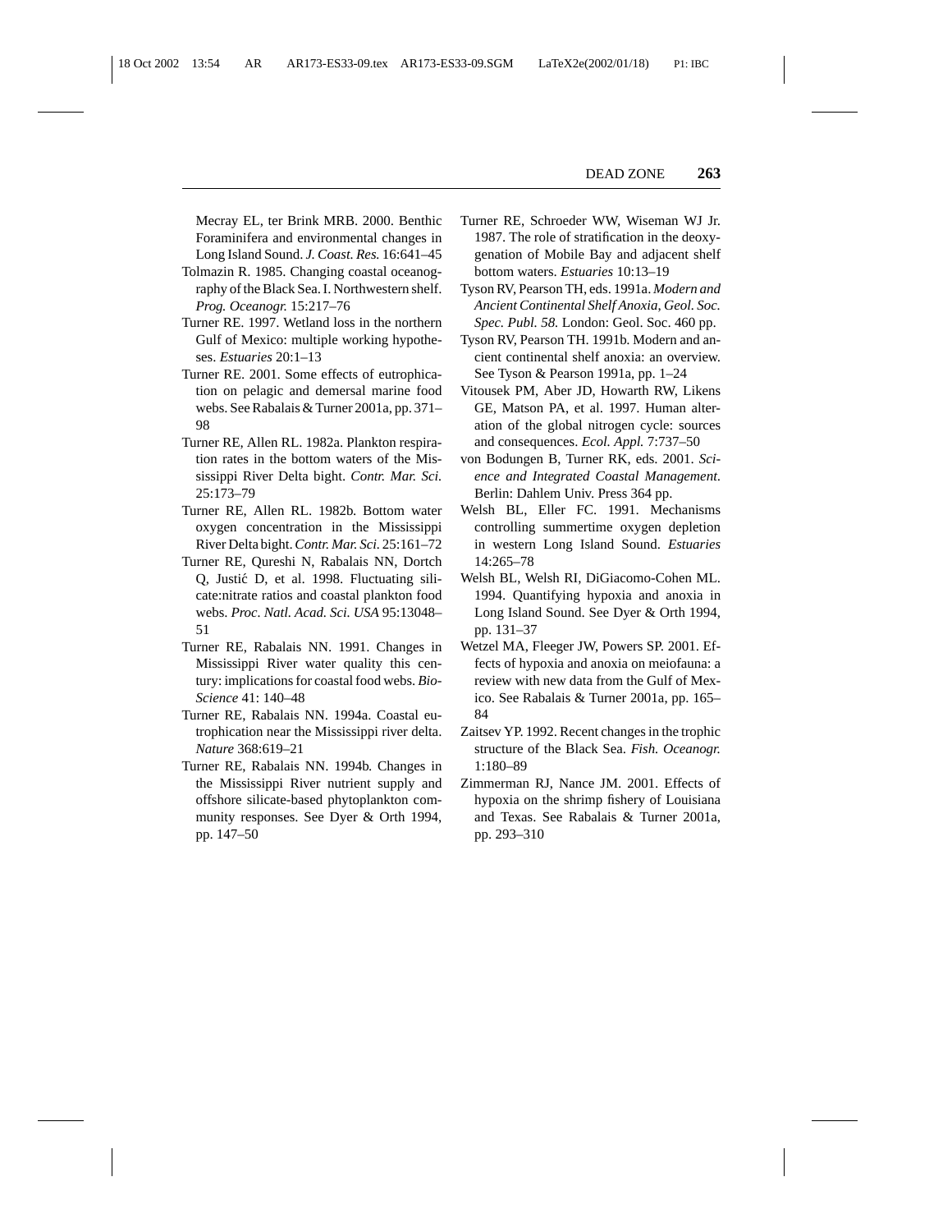Mecray EL, ter Brink MRB. 2000. Benthic Foraminifera and environmental changes in Long Island Sound. *J. Coast. Res.* 16:641–45

Tolmazin R. 1985. Changing coastal oceanography of the Black Sea. I. Northwestern shelf. *Prog. Oceanogr.* 15:217–76

Turner RE. 1997. Wetland loss in the northern Gulf of Mexico: multiple working hypotheses. *Estuaries* 20:1–13

Turner RE. 2001. Some effects of eutrophication on pelagic and demersal marine food webs. See Rabalais & Turner 2001a, pp. 371–98

Turner RE, Allen RL. 1982a. Plankton respiration rates in the bottom waters of the Mississippi River Delta bight. *Contr. Mar. Sci.* 25:173–79

Turner RE, Allen RL. 1982b. Bottom water oxygen concentration in the Mississippi River Delta bight. *Contr. Mar. Sci.* 25:161–72

Turner RE, Qureshi N, Rabalais NN, Dortch Q, Justić D, et al. 1998. Fluctuating silicate:nitrate ratios and coastal plankton food webs. *Proc. Natl. Acad. Sci. USA* 95:13048–51

Turner RE, Rabalais NN. 1991. Changes in Mississippi River water quality this century: implications for coastal food webs. *BioScience* 41: 140–48

Turner RE, Rabalais NN. 1994a. Coastal eutrophication near the Mississippi river delta. *Nature* 368:619–21

Turner RE, Rabalais NN. 1994b. Changes in the Mississippi River nutrient supply and offshore silicate-based phytoplankton community responses. See Dyer & Orth 1994, pp. 147–50

Turner RE, Schroeder WW, Wiseman WJ Jr. 1987. The role of stratification in the deoxygenation of Mobile Bay and adjacent shelf bottom waters. *Estuaries* 10:13–19

Tyson RV, Pearson TH, eds. 1991a. *Modern and Ancient Continental Shelf Anoxia, Geol. Soc. Spec. Publ. 58.* London: Geol. Soc. 460 pp.

Tyson RV, Pearson TH. 1991b. Modern and ancient continental shelf anoxia: an overview. See Tyson & Pearson 1991a, pp. 1–24

Vitousek PM, Aber JD, Howarth RW, Likens GE, Matson PA, et al. 1997. Human alteration of the global nitrogen cycle: sources and consequences. *Ecol. Appl.* 7:737–50

von Bodungen B, Turner RK, eds. 2001. *Science and Integrated Coastal Management*. Berlin: Dahlem Univ. Press 364 pp.

Welsh BL, Eller FC. 1991. Mechanisms controlling summertime oxygen depletion in western Long Island Sound. *Estuaries* 14:265–78

Welsh BL, Welsh RI, DiGiacomo-Cohen ML. 1994. Quantifying hypoxia and anoxia in Long Island Sound. See Dyer & Orth 1994, pp. 131–37

Wetzel MA, Fleeger JW, Powers SP. 2001. Effects of hypoxia and anoxia on meiofauna: a review with new data from the Gulf of Mexico. See Rabalais & Turner 2001a, pp. 165–84

Zaitsev YP. 1992. Recent changes in the trophic structure of the Black Sea. *Fish. Oceanogr.* 1:180–89

Zimmerman RJ, Nance JM. 2001. Effects of hypoxia on the shrimp fishery of Louisiana and Texas. See Rabalais & Turner 2001a, pp. 293–310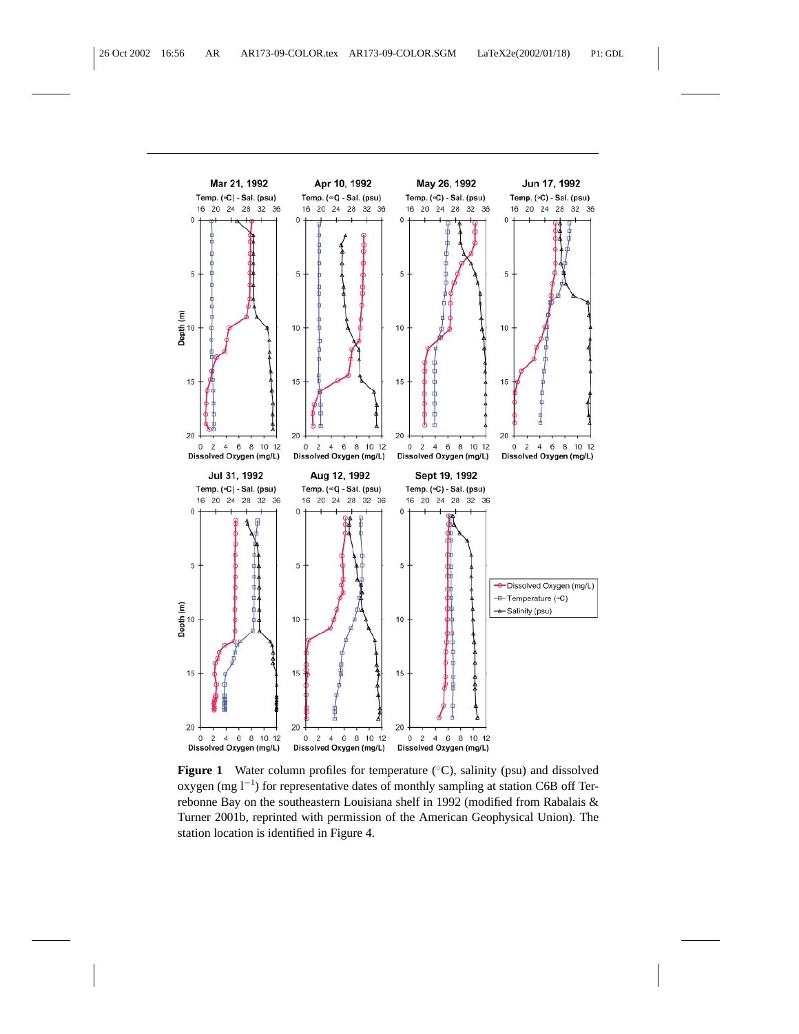**Figure 1** Water column profiles for temperature (°C), salinity (psu) and dissolved oxygen (mg $l^{-1}$) for representative dates of monthly sampling at station C6B off Terrebonne Bay on the southeastern Louisiana shelf in 1992 (modified from Rabalais & Turner 2001b, reprinted with permission of the American Geophysical Union). The station location is identified in Figure 4.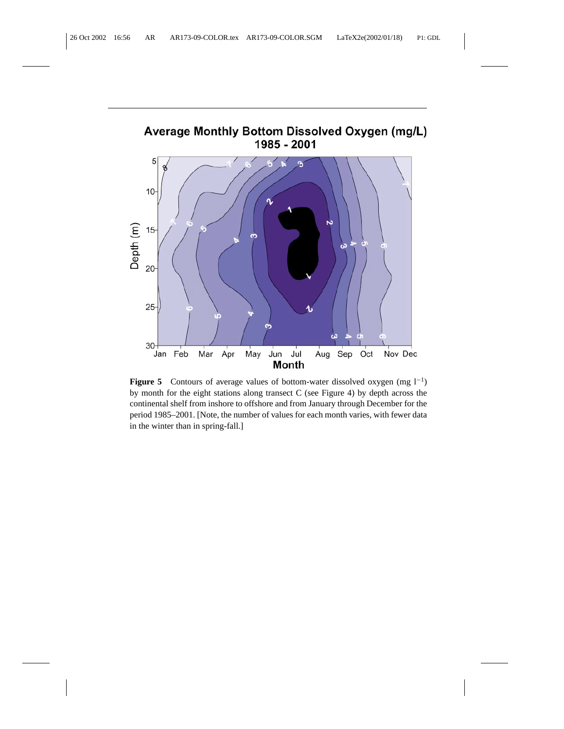**Figure 5** Contours of average values of bottom-water dissolved oxygen (mg $l^{-1}$) by month for the eight stations along transect C (see Figure 4) by depth across the continental shelf from inshore to offshore and from January through December for the period 1985–2001. [Note, the number of values for each month varies, with fewer data in the winter than in spring-fall.]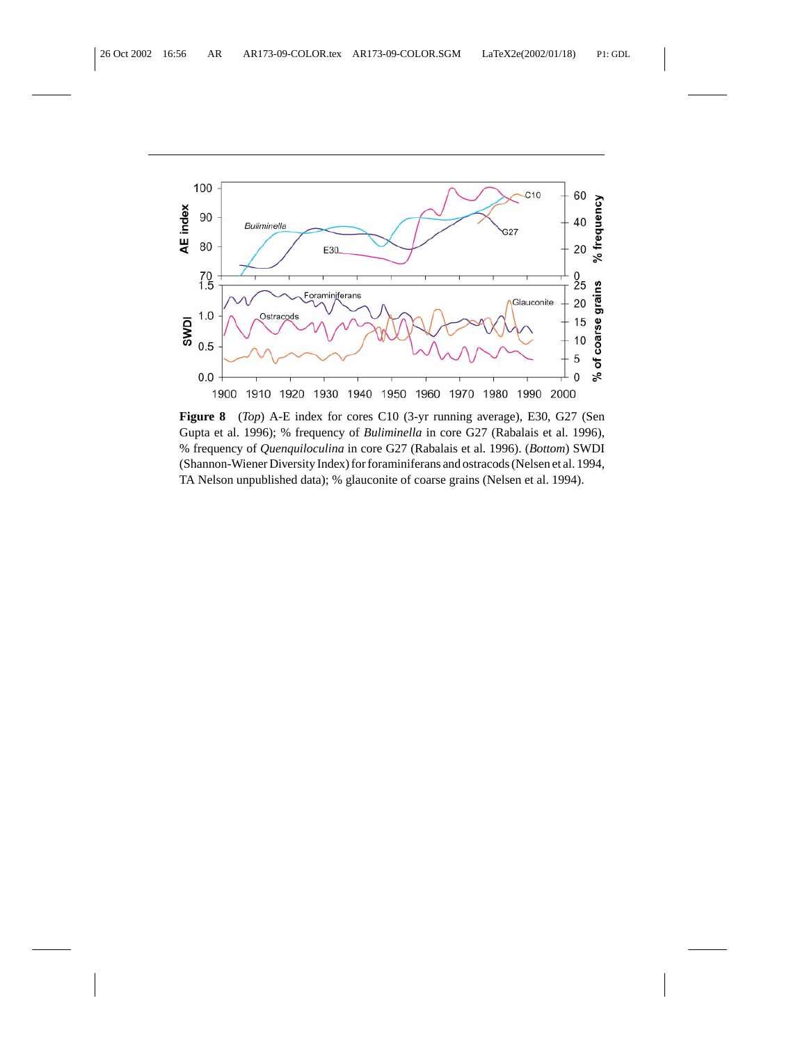AE index

100
90
80
70

*Buliminella*

E30

C10

G27

% frequency

60
40
20
0

1.5
1.0
0.5
0.0

SWDI

Foraminiferans

Ostracods

Glauconite

% of coarse grains

25
20
15
10
5
0

1900 1910 1920 1930 1940 1950 1960 1970 1980 1990 2000

**Figure 8** (*Top*) A-E index for cores C10 (3-yr running average), E30, G27 (Sen Gupta et al. 1996); % frequency of *Buliminella* in core G27 (Rabalais et al. 1996), % frequency of *Quenquiloculina* in core G27 (Rabalais et al. 1996). (*Bottom*) SWDI (Shannon-Wiener Diversity Index) for foraminiferans and ostracods (Nelsen et al. 1994, TA Nelson unpublished data); % glauconite of coarse grains (Nelsen et al. 1994).